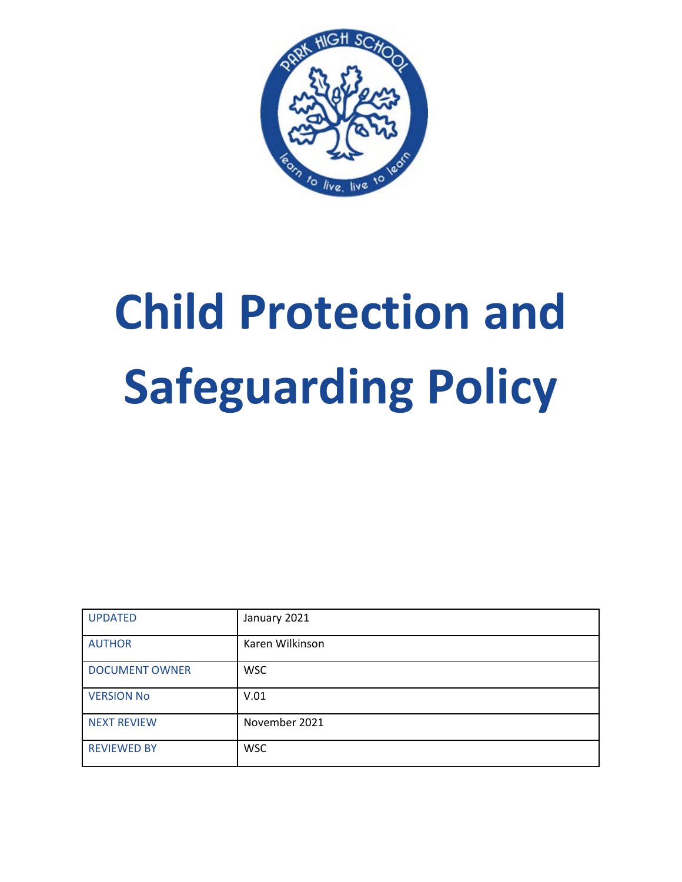# Child Protection and Safeguarding Policy

| UPDATED | January 2021 |
|---|---|
| AUTHOR | Karen Wilkinson |
| DOCUMENT OWNER | WSC |
| VERSION No | V.01 |
| NEXT REVIEW | November 2021 |
| REVIEWED BY | WSC |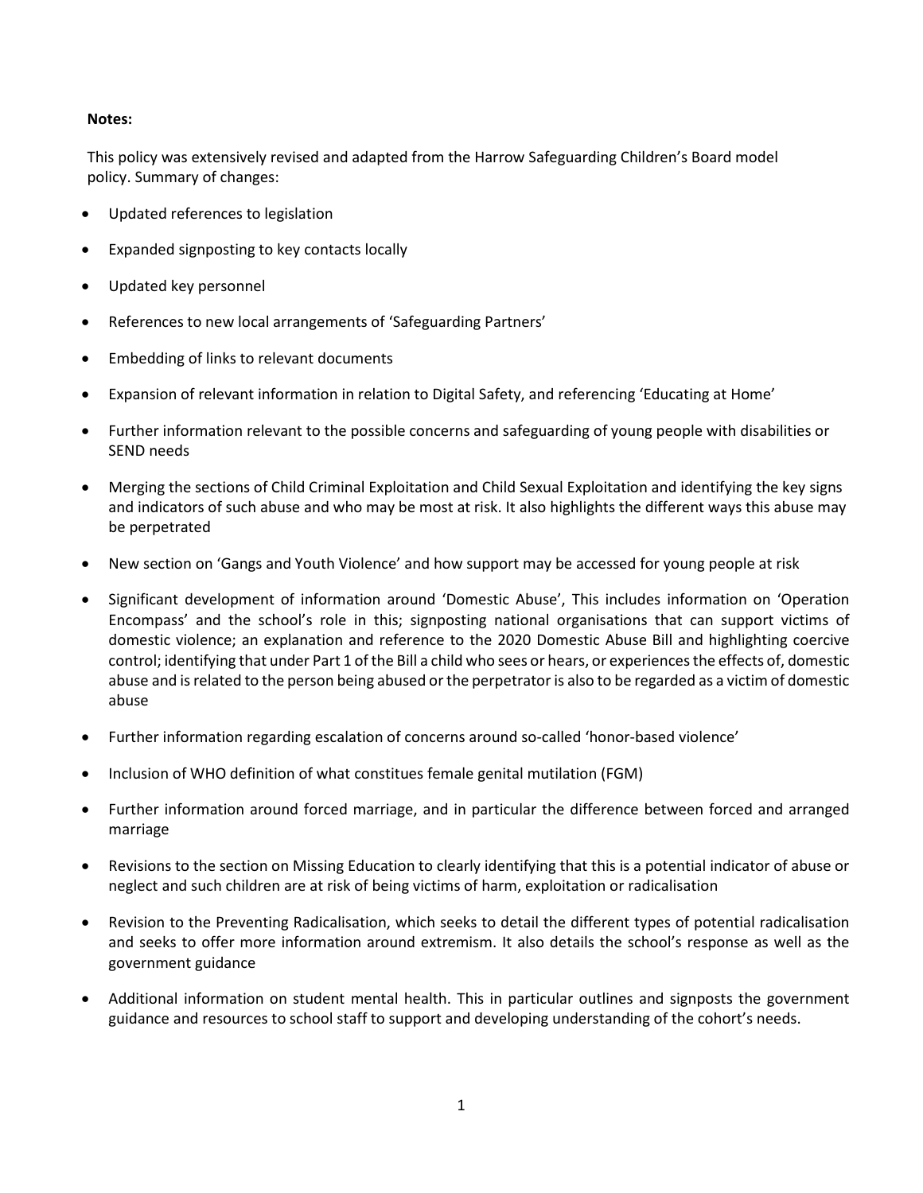**Notes:**

This policy was extensively revised and adapted from the Harrow Safeguarding Children's Board model policy. Summary of changes:

- Updated references to legislation
- Expanded signposting to key contacts locally
- Updated key personnel
- References to new local arrangements of 'Safeguarding Partners'
- Embedding of links to relevant documents
- Expansion of relevant information in relation to Digital Safety, and referencing 'Educating at Home'
- Further information relevant to the possible concerns and safeguarding of young people with disabilities or SEND needs
- Merging the sections of Child Criminal Exploitation and Child Sexual Exploitation and identifying the key signs and indicators of such abuse and who may be most at risk. It also highlights the different ways this abuse may be perpetrated
- New section on 'Gangs and Youth Violence' and how support may be accessed for young people at risk
- Significant development of information around 'Domestic Abuse', This includes information on 'Operation Encompass' and the school's role in this; signposting national organisations that can support victims of domestic violence; an explanation and reference to the 2020 Domestic Abuse Bill and highlighting coercive control; identifying that under Part 1 of the Bill a child who sees or hears, or experiences the effects of, domestic abuse and is related to the person being abused or the perpetrator is also to be regarded as a victim of domestic abuse
- Further information regarding escalation of concerns around so-called 'honor-based violence'
- Inclusion of WHO definition of what constitues female genital mutilation (FGM)
- Further information around forced marriage, and in particular the difference between forced and arranged marriage
- Revisions to the section on Missing Education to clearly identifying that this is a potential indicator of abuse or neglect and such children are at risk of being victims of harm, exploitation or radicalisation
- Revision to the Preventing Radicalisation, which seeks to detail the different types of potential radicalisation and seeks to offer more information around extremism. It also details the school's response as well as the government guidance
- Additional information on student mental health. This in particular outlines and signposts the government guidance and resources to school staff to support and developing understanding of the cohort's needs.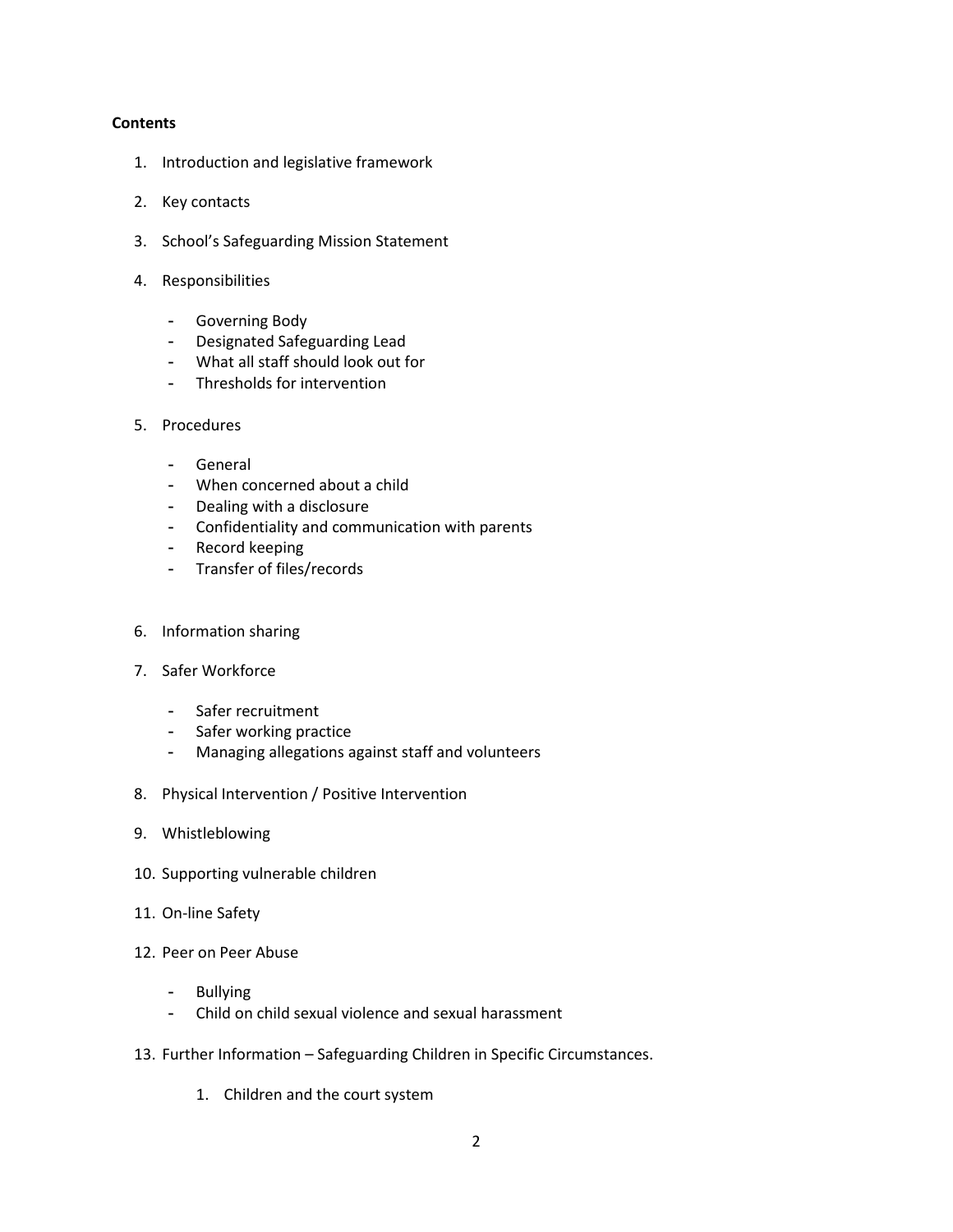**Contents**

1. Introduction and legislative framework
2. Key contacts
3. School's Safeguarding Mission Statement
4. Responsibilities
    - Governing Body
    - Designated Safeguarding Lead
    - What all staff should look out for
    - Thresholds for intervention
5. Procedures
    - General
    - When concerned about a child
    - Dealing with a disclosure
    - Confidentiality and communication with parents
    - Record keeping
    - Transfer of files/records
6. Information sharing
7. Safer Workforce
    - Safer recruitment
    - Safer working practice
    - Managing allegations against staff and volunteers
8. Physical Intervention / Positive Intervention
9. Whistleblowing
10. Supporting vulnerable children
11. On-line Safety
12. Peer on Peer Abuse
    - Bullying
    - Child on child sexual violence and sexual harassment
13. Further Information – Safeguarding Children in Specific Circumstances.
    1. Children and the court system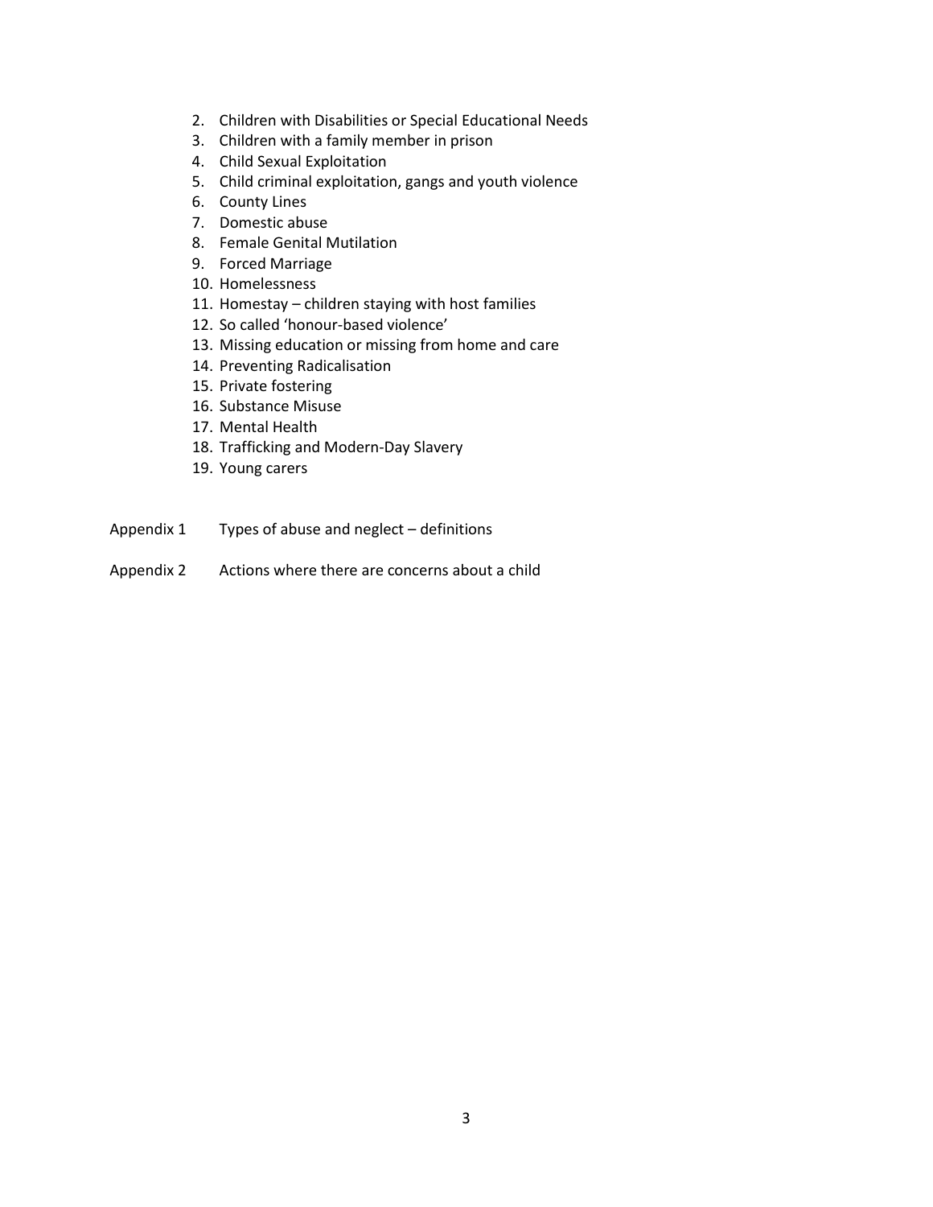2. Children with Disabilities or Special Educational Needs
3. Children with a family member in prison
4. Child Sexual Exploitation
5. Child criminal exploitation, gangs and youth violence
6. County Lines
7. Domestic abuse
8. Female Genital Mutilation
9. Forced Marriage
10. Homelessness
11. Homestay – children staying with host families
12. So called 'honour-based violence'
13. Missing education or missing from home and care
14. Preventing Radicalisation
15. Private fostering
16. Substance Misuse
17. Mental Health
18. Trafficking and Modern-Day Slavery
19. Young carers

Appendix 1 Types of abuse and neglect – definitions

Appendix 2 Actions where there are concerns about a child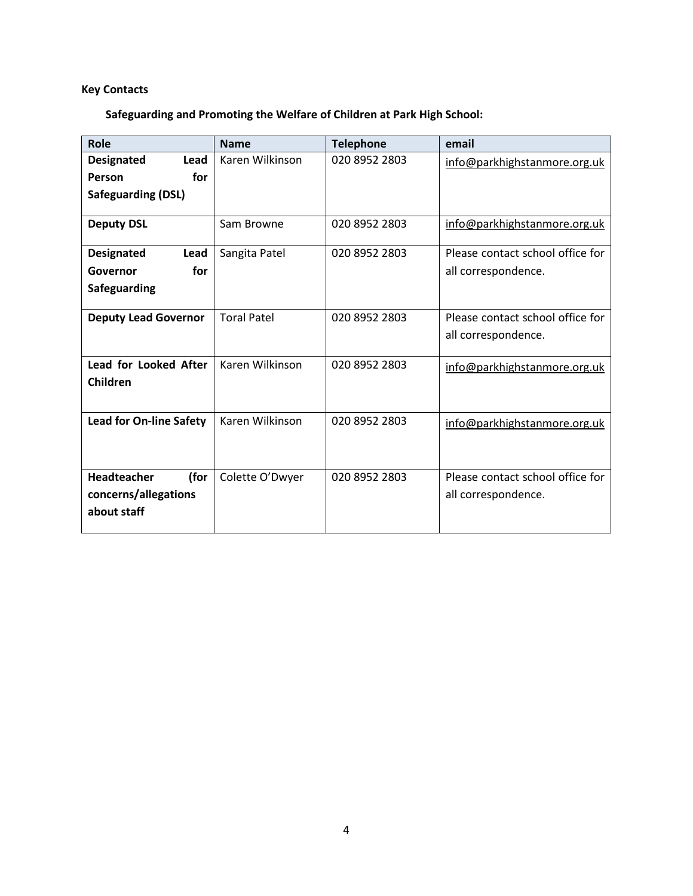**Key Contacts**

**Safeguarding and Promoting the Welfare of Children at Park High School:**

| Role | Name | Telephone | email |
|---|---|---|---|
| **Designated Lead Person for Safeguarding (DSL)** | Karen Wilkinson | 020 8952 2803 | info@parkhighstanmore.org.uk |
| **Deputy DSL** | Sam Browne | 020 8952 2803 | info@parkhighstanmore.org.uk |
| **Designated Lead Governor for Safeguarding** | Sangita Patel | 020 8952 2803 | Please contact school office for all correspondence. |
| **Deputy Lead Governor** | Toral Patel | 020 8952 2803 | Please contact school office for all correspondence. |
| **Lead for Looked After Children** | Karen Wilkinson | 020 8952 2803 | info@parkhighstanmore.org.uk |
| **Lead for On-line Safety** | Karen Wilkinson | 020 8952 2803 | info@parkhighstanmore.org.uk |
| **Headteacher (for concerns/allegations about staff** | Colette O'Dwyer | 020 8952 2803 | Please contact school office for all correspondence. |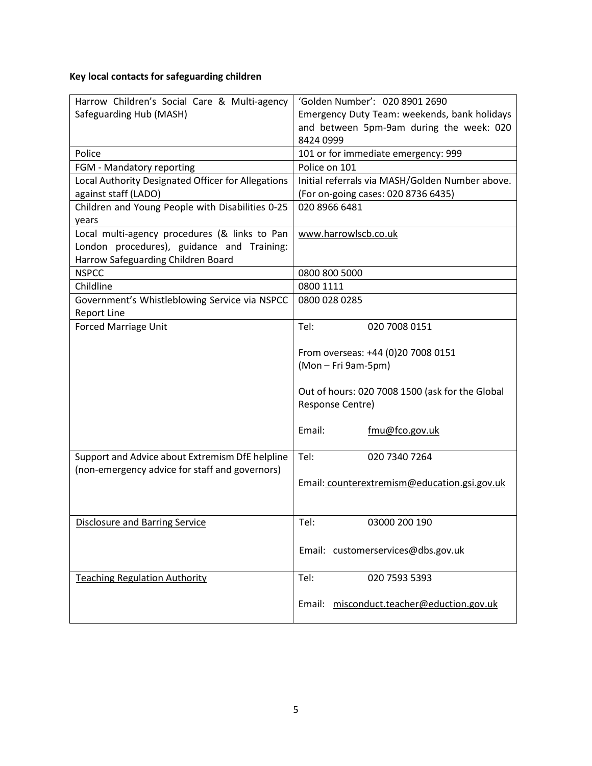**Key local contacts for safeguarding children**

| | |
|---|---|
| Harrow Children's Social Care & Multi-agency Safeguarding Hub (MASH) | 'Golden Number': 020 8901 2690<br>Emergency Duty Team: weekends, bank holidays and between 5pm-9am during the week: 020 8424 0999 |
| Police | 101 or for immediate emergency: 999 |
| FGM - Mandatory reporting | Police on 101 |
| Local Authority Designated Officer for Allegations against staff (LADO) | Initial referrals via MASH/Golden Number above. (For on-going cases: 020 8736 6435) |
| Children and Young People with Disabilities 0-25 years | 020 8966 6481 |
| Local multi-agency procedures (& links to Pan London procedures), guidance and Training: Harrow Safeguarding Children Board | www.harrowlscb.co.uk |
| NSPCC | 0800 800 5000 |
| Childline | 0800 1111 |
| Government's Whistleblowing Service via NSPCC Report Line | 0800 028 0285 |
| Forced Marriage Unit | Tel: 020 7008 0151<br><br>From overseas: +44 (0)20 7008 0151<br>(Mon – Fri 9am-5pm)<br><br>Out of hours: 020 7008 1500 (ask for the Global Response Centre)<br><br>Email: fmu@fco.gov.uk |
| Support and Advice about Extremism DfE helpline (non-emergency advice for staff and governors) | Tel: 020 7340 7264<br><br>Email: counterextremism@education.gsi.gov.uk |
| Disclosure and Barring Service | Tel: 03000 200 190<br><br>Email: customerservices@dbs.gov.uk |
| Teaching Regulation Authority | Tel: 020 7593 5393<br><br>Email: misconduct.teacher@eduction.gov.uk |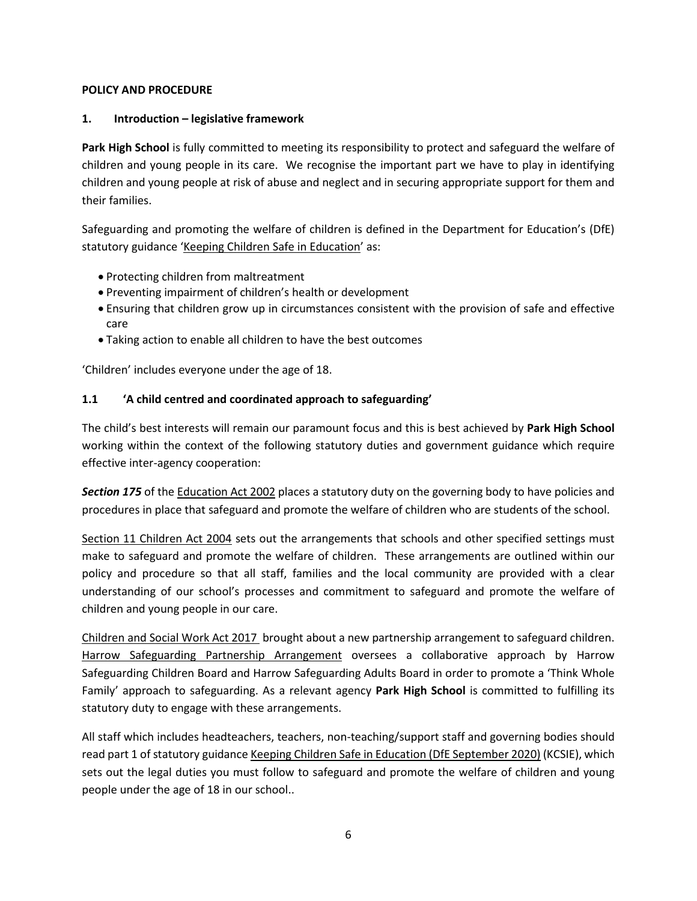**POLICY AND PROCEDURE**

## 1. Introduction – legislative framework

**Park High School** is fully committed to meeting its responsibility to protect and safeguard the welfare of children and young people in its care. We recognise the important part we have to play in identifying children and young people at risk of abuse and neglect and in securing appropriate support for them and their families.

Safeguarding and promoting the welfare of children is defined in the Department for Education's (DfE) statutory guidance 'Keeping Children Safe in Education' as:

- Protecting children from maltreatment
- Preventing impairment of children's health or development
- Ensuring that children grow up in circumstances consistent with the provision of safe and effective care
- Taking action to enable all children to have the best outcomes

'Children' includes everyone under the age of 18.

### 1.1 'A child centred and coordinated approach to safeguarding'

The child's best interests will remain our paramount focus and this is best achieved by **Park High School** working within the context of the following statutory duties and government guidance which require effective inter-agency cooperation:

***Section 175*** of the Education Act 2002 places a statutory duty on the governing body to have policies and procedures in place that safeguard and promote the welfare of children who are students of the school.

Section 11 Children Act 2004 sets out the arrangements that schools and other specified settings must make to safeguard and promote the welfare of children. These arrangements are outlined within our policy and procedure so that all staff, families and the local community are provided with a clear understanding of our school's processes and commitment to safeguard and promote the welfare of children and young people in our care.

Children and Social Work Act 2017 brought about a new partnership arrangement to safeguard children. Harrow Safeguarding Partnership Arrangement oversees a collaborative approach by Harrow Safeguarding Children Board and Harrow Safeguarding Adults Board in order to promote a 'Think Whole Family' approach to safeguarding. As a relevant agency **Park High School** is committed to fulfilling its statutory duty to engage with these arrangements.

All staff which includes headteachers, teachers, non-teaching/support staff and governing bodies should read part 1 of statutory guidance Keeping Children Safe in Education (DfE September 2020) (KCSIE), which sets out the legal duties you must follow to safeguard and promote the welfare of children and young people under the age of 18 in our school..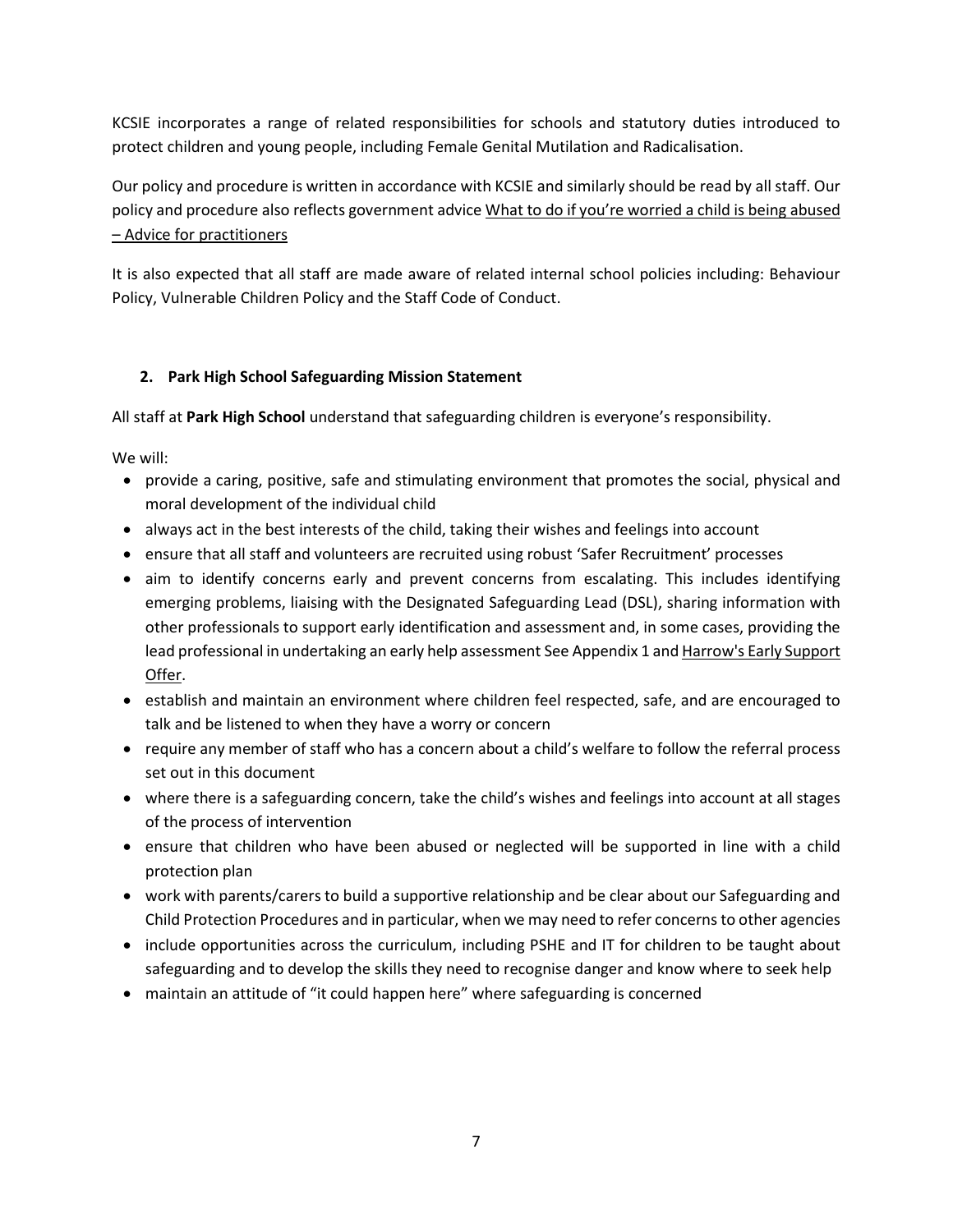KCSIE incorporates a range of related responsibilities for schools and statutory duties introduced to protect children and young people, including Female Genital Mutilation and Radicalisation.

Our policy and procedure is written in accordance with KCSIE and similarly should be read by all staff. Our policy and procedure also reflects government advice What to do if you're worried a child is being abused – Advice for practitioners

It is also expected that all staff are made aware of related internal school policies including: Behaviour Policy, Vulnerable Children Policy and the Staff Code of Conduct.

## 2. Park High School Safeguarding Mission Statement

All staff at **Park High School** understand that safeguarding children is everyone's responsibility.

We will:

- provide a caring, positive, safe and stimulating environment that promotes the social, physical and moral development of the individual child
- always act in the best interests of the child, taking their wishes and feelings into account
- ensure that all staff and volunteers are recruited using robust 'Safer Recruitment' processes
- aim to identify concerns early and prevent concerns from escalating. This includes identifying emerging problems, liaising with the Designated Safeguarding Lead (DSL), sharing information with other professionals to support early identification and assessment and, in some cases, providing the lead professional in undertaking an early help assessment See Appendix 1 and Harrow's Early Support Offer.
- establish and maintain an environment where children feel respected, safe, and are encouraged to talk and be listened to when they have a worry or concern
- require any member of staff who has a concern about a child's welfare to follow the referral process set out in this document
- where there is a safeguarding concern, take the child's wishes and feelings into account at all stages of the process of intervention
- ensure that children who have been abused or neglected will be supported in line with a child protection plan
- work with parents/carers to build a supportive relationship and be clear about our Safeguarding and Child Protection Procedures and in particular, when we may need to refer concerns to other agencies
- include opportunities across the curriculum, including PSHE and IT for children to be taught about safeguarding and to develop the skills they need to recognise danger and know where to seek help
- maintain an attitude of "it could happen here" where safeguarding is concerned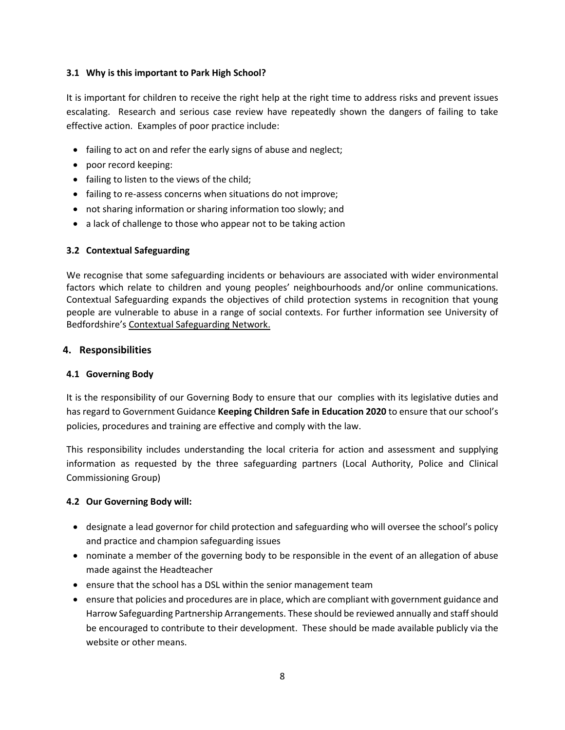### 3.1 Why is this important to Park High School?

It is important for children to receive the right help at the right time to address risks and prevent issues escalating. Research and serious case review have repeatedly shown the dangers of failing to take effective action. Examples of poor practice include:

- failing to act on and refer the early signs of abuse and neglect;
- poor record keeping:
- failing to listen to the views of the child;
- failing to re-assess concerns when situations do not improve;
- not sharing information or sharing information too slowly; and
- a lack of challenge to those who appear not to be taking action

### 3.2 Contextual Safeguarding

We recognise that some safeguarding incidents or behaviours are associated with wider environmental factors which relate to children and young peoples' neighbourhoods and/or online communications. Contextual Safeguarding expands the objectives of child protection systems in recognition that young people are vulnerable to abuse in a range of social contexts. For further information see University of Bedfordshire's Contextual Safeguarding Network.

## 4. Responsibilities

### 4.1 Governing Body

It is the responsibility of our Governing Body to ensure that our complies with its legislative duties and has regard to Government Guidance **Keeping Children Safe in Education 2020** to ensure that our school's policies, procedures and training are effective and comply with the law.

This responsibility includes understanding the local criteria for action and assessment and supplying information as requested by the three safeguarding partners (Local Authority, Police and Clinical Commissioning Group)

### 4.2 Our Governing Body will:

- designate a lead governor for child protection and safeguarding who will oversee the school's policy and practice and champion safeguarding issues
- nominate a member of the governing body to be responsible in the event of an allegation of abuse made against the Headteacher
- ensure that the school has a DSL within the senior management team
- ensure that policies and procedures are in place, which are compliant with government guidance and Harrow Safeguarding Partnership Arrangements. These should be reviewed annually and staff should be encouraged to contribute to their development. These should be made available publicly via the website or other means.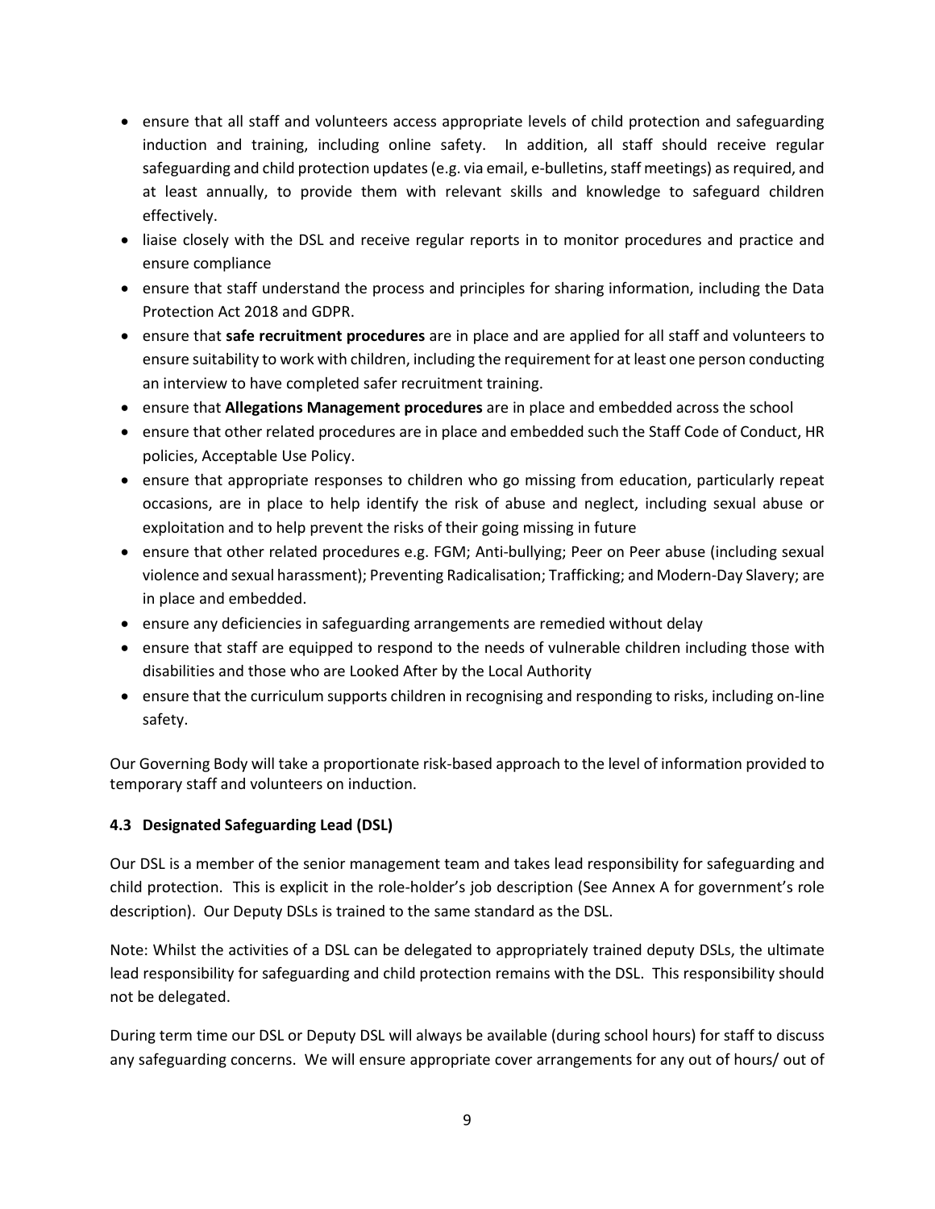- ensure that all staff and volunteers access appropriate levels of child protection and safeguarding induction and training, including online safety. In addition, all staff should receive regular safeguarding and child protection updates (e.g. via email, e-bulletins, staff meetings) as required, and at least annually, to provide them with relevant skills and knowledge to safeguard children effectively.
- liaise closely with the DSL and receive regular reports in to monitor procedures and practice and ensure compliance
- ensure that staff understand the process and principles for sharing information, including the Data Protection Act 2018 and GDPR.
- ensure that **safe recruitment procedures** are in place and are applied for all staff and volunteers to ensure suitability to work with children, including the requirement for at least one person conducting an interview to have completed safer recruitment training.
- ensure that **Allegations Management procedures** are in place and embedded across the school
- ensure that other related procedures are in place and embedded such the Staff Code of Conduct, HR policies, Acceptable Use Policy.
- ensure that appropriate responses to children who go missing from education, particularly repeat occasions, are in place to help identify the risk of abuse and neglect, including sexual abuse or exploitation and to help prevent the risks of their going missing in future
- ensure that other related procedures e.g. FGM; Anti-bullying; Peer on Peer abuse (including sexual violence and sexual harassment); Preventing Radicalisation; Trafficking; and Modern-Day Slavery; are in place and embedded.
- ensure any deficiencies in safeguarding arrangements are remedied without delay
- ensure that staff are equipped to respond to the needs of vulnerable children including those with disabilities and those who are Looked After by the Local Authority
- ensure that the curriculum supports children in recognising and responding to risks, including on-line safety.

Our Governing Body will take a proportionate risk-based approach to the level of information provided to temporary staff and volunteers on induction.

### 4.3 Designated Safeguarding Lead (DSL)

Our DSL is a member of the senior management team and takes lead responsibility for safeguarding and child protection. This is explicit in the role-holder's job description (See Annex A for government's role description). Our Deputy DSLs is trained to the same standard as the DSL.

Note: Whilst the activities of a DSL can be delegated to appropriately trained deputy DSLs, the ultimate lead responsibility for safeguarding and child protection remains with the DSL. This responsibility should not be delegated.

During term time our DSL or Deputy DSL will always be available (during school hours) for staff to discuss any safeguarding concerns. We will ensure appropriate cover arrangements for any out of hours/ out of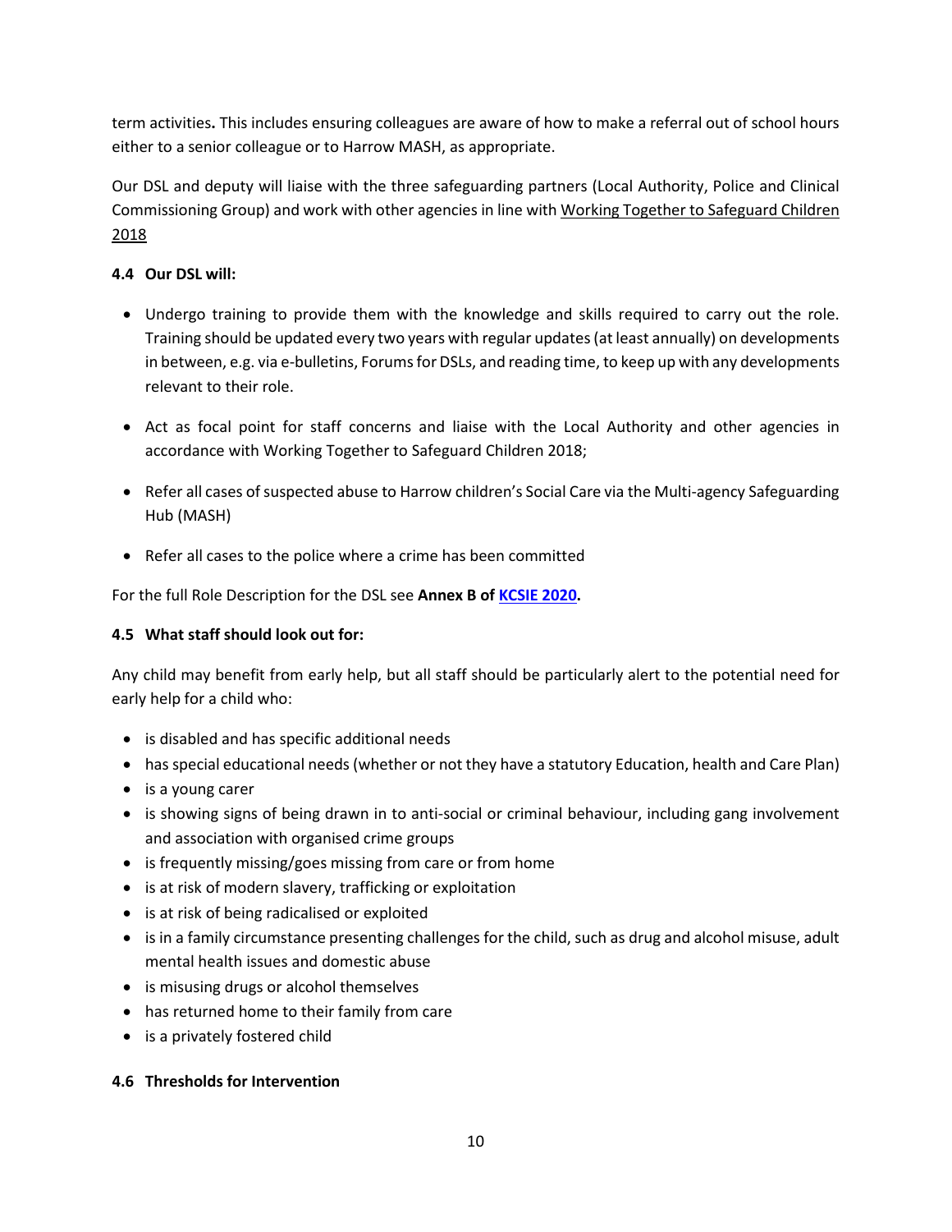term activities**.** This includes ensuring colleagues are aware of how to make a referral out of school hours either to a senior colleague or to Harrow MASH, as appropriate.

Our DSL and deputy will liaise with the three safeguarding partners (Local Authority, Police and Clinical Commissioning Group) and work with other agencies in line with Working Together to Safeguard Children 2018

### 4.4 Our DSL will:

- Undergo training to provide them with the knowledge and skills required to carry out the role. Training should be updated every two years with regular updates (at least annually) on developments in between, e.g. via e-bulletins, Forums for DSLs, and reading time, to keep up with any developments relevant to their role.
- Act as focal point for staff concerns and liaise with the Local Authority and other agencies in accordance with Working Together to Safeguard Children 2018;
- Refer all cases of suspected abuse to Harrow children's Social Care via the Multi-agency Safeguarding Hub (MASH)
- Refer all cases to the police where a crime has been committed

For the full Role Description for the DSL see **Annex B of KCSIE 2020.**

### 4.5 What staff should look out for:

Any child may benefit from early help, but all staff should be particularly alert to the potential need for early help for a child who:

- is disabled and has specific additional needs
- has special educational needs (whether or not they have a statutory Education, health and Care Plan)
- is a young carer
- is showing signs of being drawn in to anti-social or criminal behaviour, including gang involvement and association with organised crime groups
- is frequently missing/goes missing from care or from home
- is at risk of modern slavery, trafficking or exploitation
- is at risk of being radicalised or exploited
- is in a family circumstance presenting challenges for the child, such as drug and alcohol misuse, adult mental health issues and domestic abuse
- is misusing drugs or alcohol themselves
- has returned home to their family from care
- is a privately fostered child

### 4.6 Thresholds for Intervention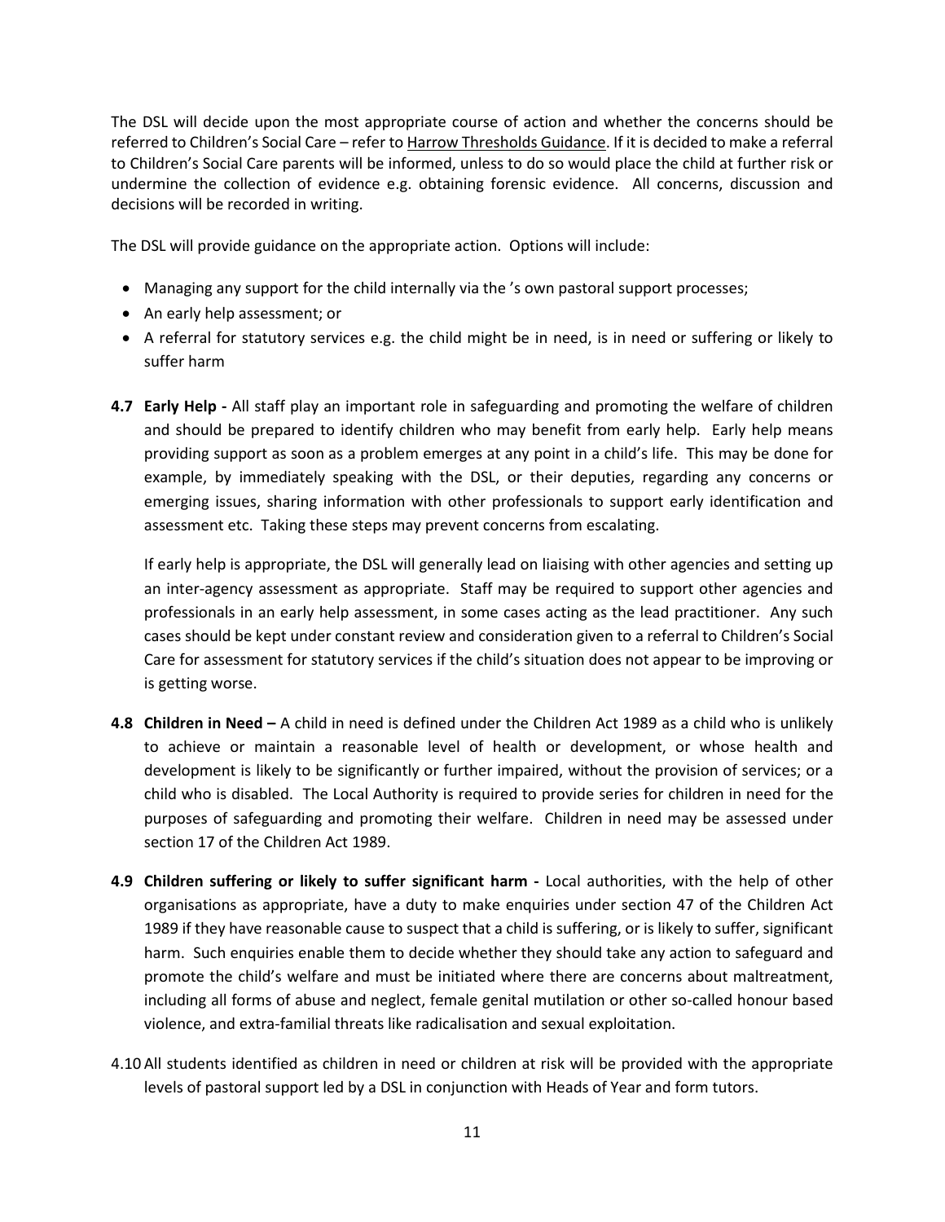The DSL will decide upon the most appropriate course of action and whether the concerns should be referred to Children's Social Care – refer to Harrow Thresholds Guidance. If it is decided to make a referral to Children's Social Care parents will be informed, unless to do so would place the child at further risk or undermine the collection of evidence e.g. obtaining forensic evidence. All concerns, discussion and decisions will be recorded in writing.

The DSL will provide guidance on the appropriate action. Options will include:

- Managing any support for the child internally via the 's own pastoral support processes;
- An early help assessment; or
- A referral for statutory services e.g. the child might be in need, is in need or suffering or likely to suffer harm

**4.7 Early Help -** All staff play an important role in safeguarding and promoting the welfare of children and should be prepared to identify children who may benefit from early help. Early help means providing support as soon as a problem emerges at any point in a child's life. This may be done for example, by immediately speaking with the DSL, or their deputies, regarding any concerns or emerging issues, sharing information with other professionals to support early identification and assessment etc. Taking these steps may prevent concerns from escalating.

If early help is appropriate, the DSL will generally lead on liaising with other agencies and setting up an inter-agency assessment as appropriate. Staff may be required to support other agencies and professionals in an early help assessment, in some cases acting as the lead practitioner. Any such cases should be kept under constant review and consideration given to a referral to Children's Social Care for assessment for statutory services if the child's situation does not appear to be improving or is getting worse.

**4.8 Children in Need –** A child in need is defined under the Children Act 1989 as a child who is unlikely to achieve or maintain a reasonable level of health or development, or whose health and development is likely to be significantly or further impaired, without the provision of services; or a child who is disabled. The Local Authority is required to provide series for children in need for the purposes of safeguarding and promoting their welfare. Children in need may be assessed under section 17 of the Children Act 1989.

**4.9 Children suffering or likely to suffer significant harm -** Local authorities, with the help of other organisations as appropriate, have a duty to make enquiries under section 47 of the Children Act 1989 if they have reasonable cause to suspect that a child is suffering, or is likely to suffer, significant harm. Such enquiries enable them to decide whether they should take any action to safeguard and promote the child's welfare and must be initiated where there are concerns about maltreatment, including all forms of abuse and neglect, female genital mutilation or other so-called honour based violence, and extra-familial threats like radicalisation and sexual exploitation.

4.10 All students identified as children in need or children at risk will be provided with the appropriate levels of pastoral support led by a DSL in conjunction with Heads of Year and form tutors.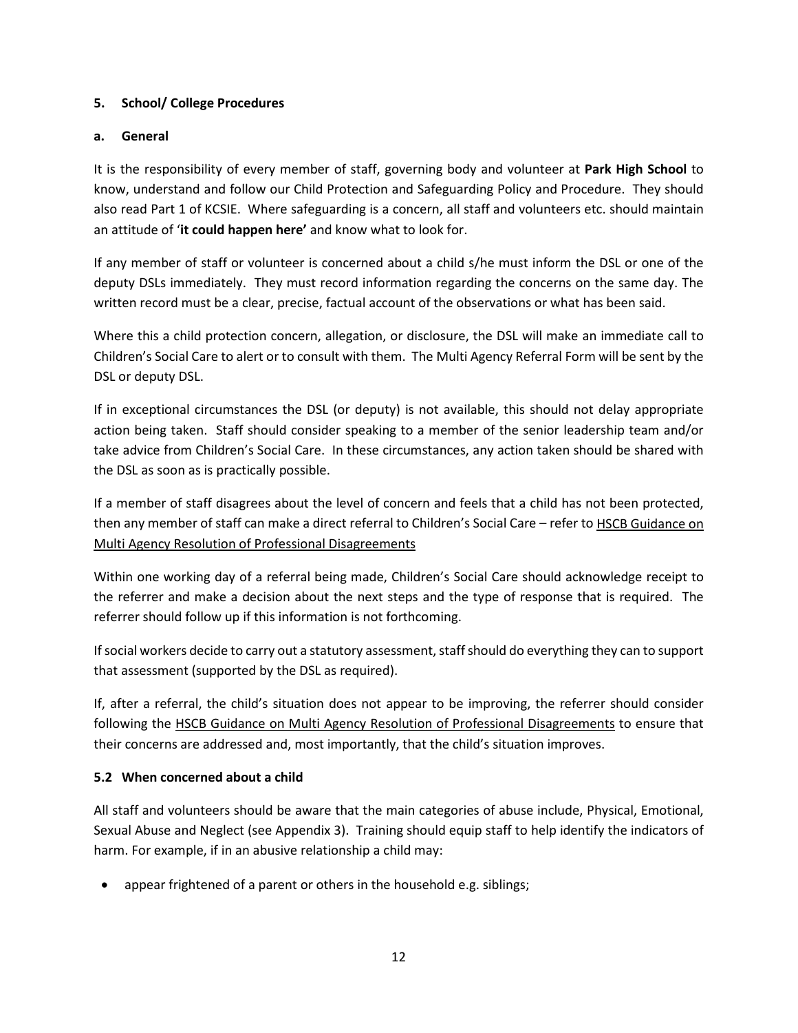## 5. School/ College Procedures

### a. General

It is the responsibility of every member of staff, governing body and volunteer at **Park High School** to know, understand and follow our Child Protection and Safeguarding Policy and Procedure. They should also read Part 1 of KCSIE. Where safeguarding is a concern, all staff and volunteers etc. should maintain an attitude of '**it could happen here'** and know what to look for.

If any member of staff or volunteer is concerned about a child s/he must inform the DSL or one of the deputy DSLs immediately. They must record information regarding the concerns on the same day. The written record must be a clear, precise, factual account of the observations or what has been said.

Where this a child protection concern, allegation, or disclosure, the DSL will make an immediate call to Children's Social Care to alert or to consult with them. The Multi Agency Referral Form will be sent by the DSL or deputy DSL.

If in exceptional circumstances the DSL (or deputy) is not available, this should not delay appropriate action being taken. Staff should consider speaking to a member of the senior leadership team and/or take advice from Children's Social Care. In these circumstances, any action taken should be shared with the DSL as soon as is practically possible.

If a member of staff disagrees about the level of concern and feels that a child has not been protected, then any member of staff can make a direct referral to Children's Social Care – refer to HSCB Guidance on Multi Agency Resolution of Professional Disagreements

Within one working day of a referral being made, Children's Social Care should acknowledge receipt to the referrer and make a decision about the next steps and the type of response that is required. The referrer should follow up if this information is not forthcoming.

If social workers decide to carry out a statutory assessment, staff should do everything they can to support that assessment (supported by the DSL as required).

If, after a referral, the child's situation does not appear to be improving, the referrer should consider following the HSCB Guidance on Multi Agency Resolution of Professional Disagreements to ensure that their concerns are addressed and, most importantly, that the child's situation improves.

### 5.2 When concerned about a child

All staff and volunteers should be aware that the main categories of abuse include, Physical, Emotional, Sexual Abuse and Neglect (see Appendix 3). Training should equip staff to help identify the indicators of harm. For example, if in an abusive relationship a child may:

- appear frightened of a parent or others in the household e.g. siblings;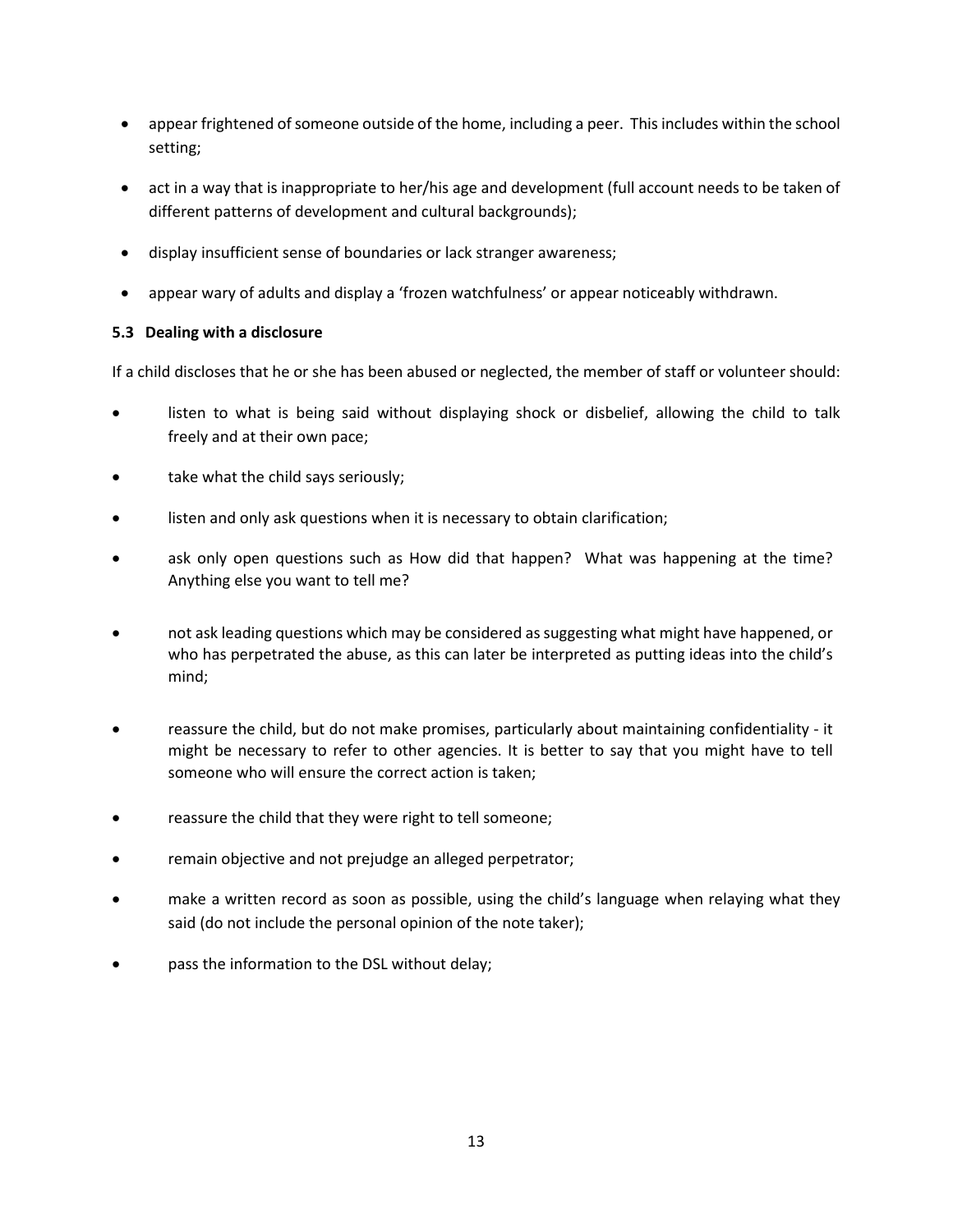- appear frightened of someone outside of the home, including a peer. This includes within the school setting;
- act in a way that is inappropriate to her/his age and development (full account needs to be taken of different patterns of development and cultural backgrounds);
- display insufficient sense of boundaries or lack stranger awareness;
- appear wary of adults and display a 'frozen watchfulness' or appear noticeably withdrawn.

**5.3 Dealing with a disclosure**

If a child discloses that he or she has been abused or neglected, the member of staff or volunteer should:

- listen to what is being said without displaying shock or disbelief, allowing the child to talk freely and at their own pace;
- take what the child says seriously;
- listen and only ask questions when it is necessary to obtain clarification;
- ask only open questions such as How did that happen? What was happening at the time? Anything else you want to tell me?
- not ask leading questions which may be considered as suggesting what might have happened, or who has perpetrated the abuse, as this can later be interpreted as putting ideas into the child's mind;
- reassure the child, but do not make promises, particularly about maintaining confidentiality - it might be necessary to refer to other agencies. It is better to say that you might have to tell someone who will ensure the correct action is taken;
- reassure the child that they were right to tell someone;
- remain objective and not prejudge an alleged perpetrator;
- make a written record as soon as possible, using the child's language when relaying what they said (do not include the personal opinion of the note taker);
- pass the information to the DSL without delay;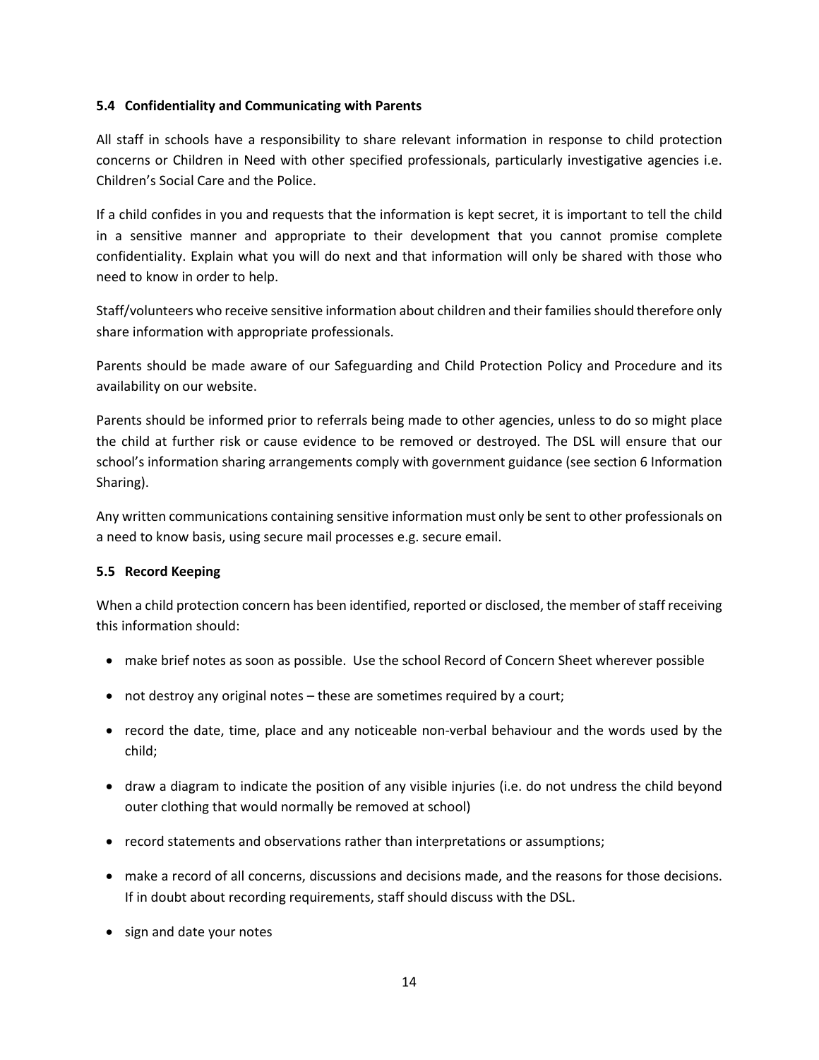### 5.4 Confidentiality and Communicating with Parents

All staff in schools have a responsibility to share relevant information in response to child protection concerns or Children in Need with other specified professionals, particularly investigative agencies i.e. Children's Social Care and the Police.

If a child confides in you and requests that the information is kept secret, it is important to tell the child in a sensitive manner and appropriate to their development that you cannot promise complete confidentiality. Explain what you will do next and that information will only be shared with those who need to know in order to help.

Staff/volunteers who receive sensitive information about children and their families should therefore only share information with appropriate professionals.

Parents should be made aware of our Safeguarding and Child Protection Policy and Procedure and its availability on our website.

Parents should be informed prior to referrals being made to other agencies, unless to do so might place the child at further risk or cause evidence to be removed or destroyed. The DSL will ensure that our school's information sharing arrangements comply with government guidance (see section 6 Information Sharing).

Any written communications containing sensitive information must only be sent to other professionals on a need to know basis, using secure mail processes e.g. secure email.

### 5.5 Record Keeping

When a child protection concern has been identified, reported or disclosed, the member of staff receiving this information should:

- make brief notes as soon as possible. Use the school Record of Concern Sheet wherever possible
- not destroy any original notes – these are sometimes required by a court;
- record the date, time, place and any noticeable non-verbal behaviour and the words used by the child;
- draw a diagram to indicate the position of any visible injuries (i.e. do not undress the child beyond outer clothing that would normally be removed at school)
- record statements and observations rather than interpretations or assumptions;
- make a record of all concerns, discussions and decisions made, and the reasons for those decisions. If in doubt about recording requirements, staff should discuss with the DSL.
- sign and date your notes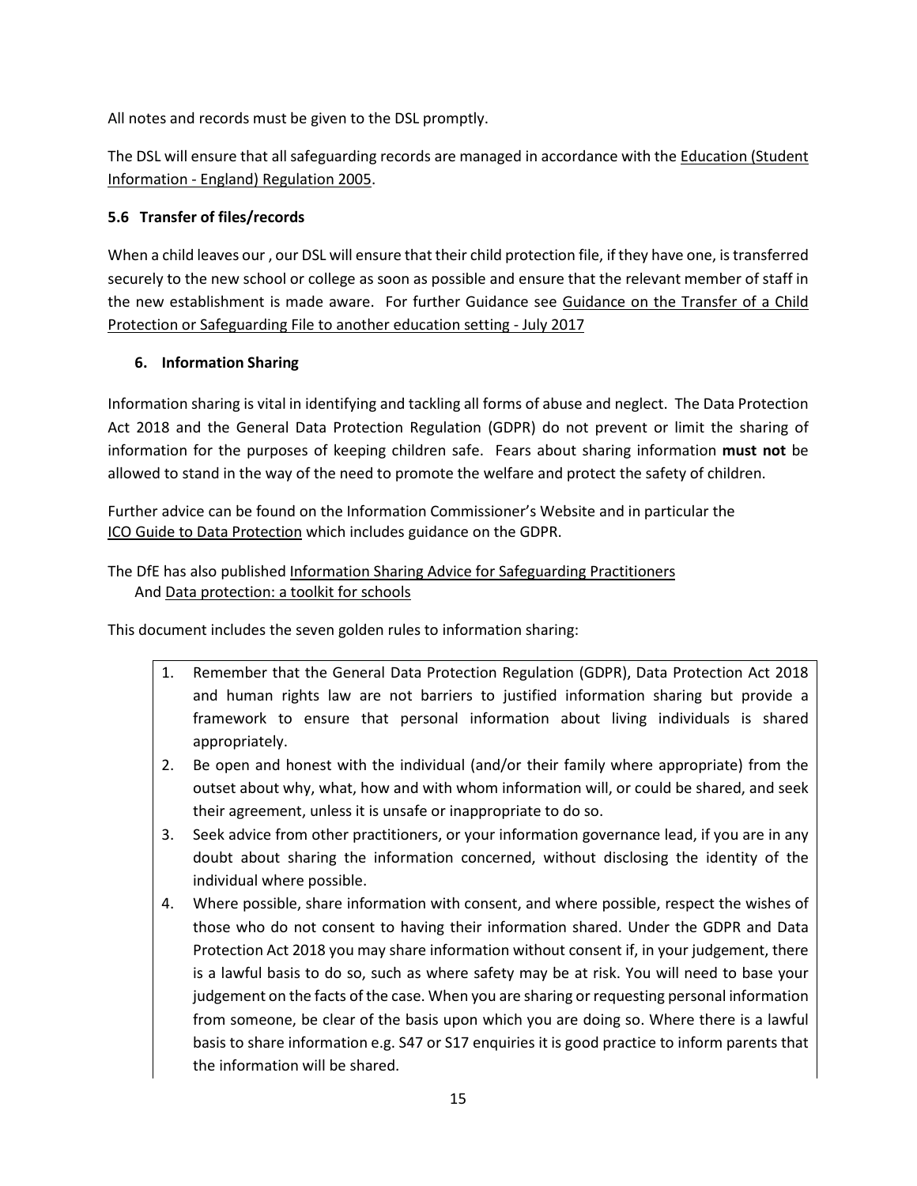All notes and records must be given to the DSL promptly.

The DSL will ensure that all safeguarding records are managed in accordance with the Education (Student Information - England) Regulation 2005.

### 5.6 Transfer of files/records

When a child leaves our , our DSL will ensure that their child protection file, if they have one, is transferred securely to the new school or college as soon as possible and ensure that the relevant member of staff in the new establishment is made aware. For further Guidance see Guidance on the Transfer of a Child Protection or Safeguarding File to another education setting - July 2017

## 6. Information Sharing

Information sharing is vital in identifying and tackling all forms of abuse and neglect. The Data Protection Act 2018 and the General Data Protection Regulation (GDPR) do not prevent or limit the sharing of information for the purposes of keeping children safe. Fears about sharing information **must not** be allowed to stand in the way of the need to promote the welfare and protect the safety of children.

Further advice can be found on the Information Commissioner's Website and in particular the ICO Guide to Data Protection which includes guidance on the GDPR.

The DfE has also published Information Sharing Advice for Safeguarding Practitioners
And Data protection: a toolkit for schools

This document includes the seven golden rules to information sharing:

1. Remember that the General Data Protection Regulation (GDPR), Data Protection Act 2018 and human rights law are not barriers to justified information sharing but provide a framework to ensure that personal information about living individuals is shared appropriately.
2. Be open and honest with the individual (and/or their family where appropriate) from the outset about why, what, how and with whom information will, or could be shared, and seek their agreement, unless it is unsafe or inappropriate to do so.
3. Seek advice from other practitioners, or your information governance lead, if you are in any doubt about sharing the information concerned, without disclosing the identity of the individual where possible.
4. Where possible, share information with consent, and where possible, respect the wishes of those who do not consent to having their information shared. Under the GDPR and Data Protection Act 2018 you may share information without consent if, in your judgement, there is a lawful basis to do so, such as where safety may be at risk. You will need to base your judgement on the facts of the case. When you are sharing or requesting personal information from someone, be clear of the basis upon which you are doing so. Where there is a lawful basis to share information e.g. S47 or S17 enquiries it is good practice to inform parents that the information will be shared.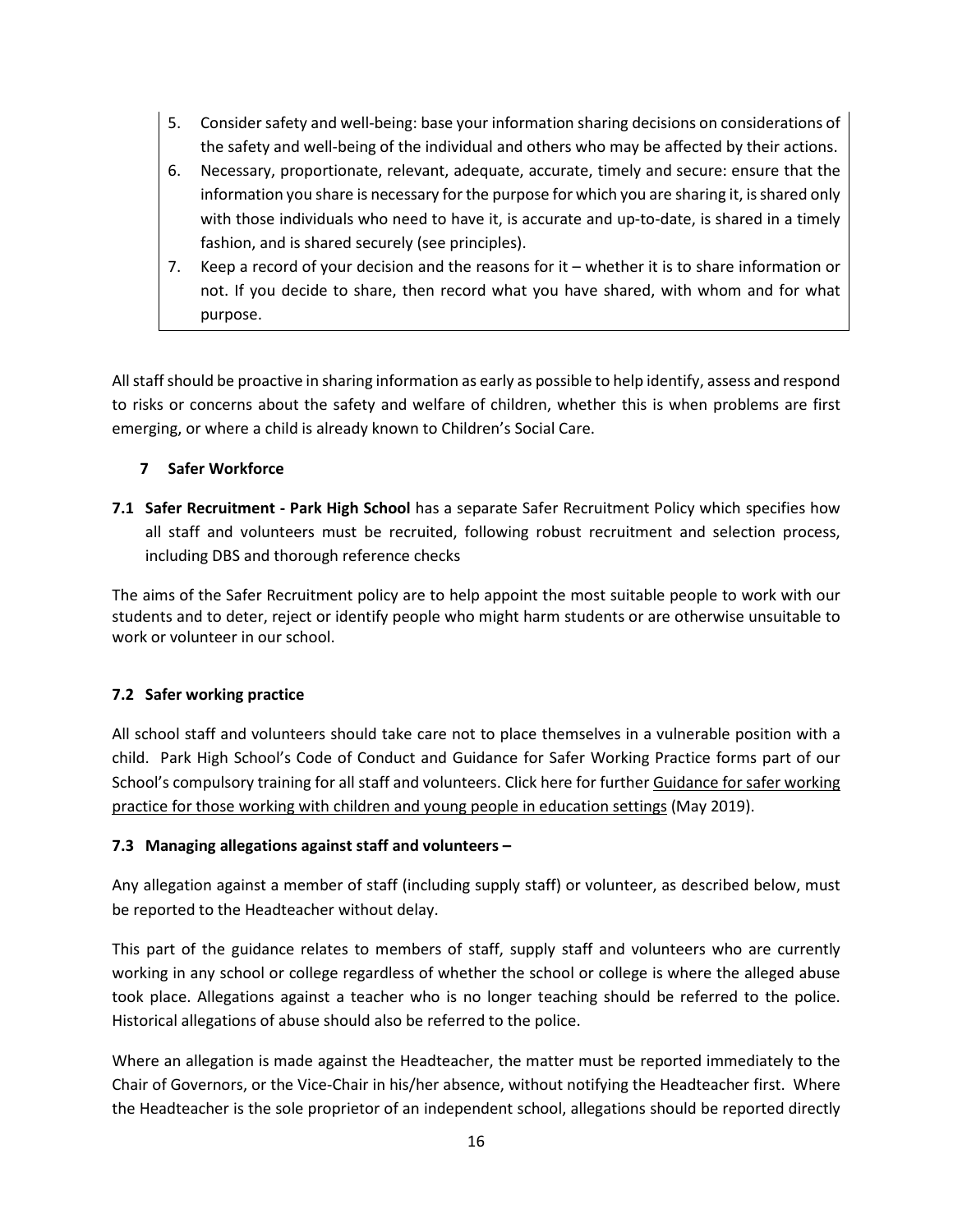5. Consider safety and well-being: base your information sharing decisions on considerations of the safety and well-being of the individual and others who may be affected by their actions.
6. Necessary, proportionate, relevant, adequate, accurate, timely and secure: ensure that the information you share is necessary for the purpose for which you are sharing it, is shared only with those individuals who need to have it, is accurate and up-to-date, is shared in a timely fashion, and is shared securely (see principles).
7. Keep a record of your decision and the reasons for it – whether it is to share information or not. If you decide to share, then record what you have shared, with whom and for what purpose.

All staff should be proactive in sharing information as early as possible to help identify, assess and respond to risks or concerns about the safety and welfare of children, whether this is when problems are first emerging, or where a child is already known to Children's Social Care.

## 7 Safer Workforce

**7.1 Safer Recruitment - Park High School** has a separate Safer Recruitment Policy which specifies how all staff and volunteers must be recruited, following robust recruitment and selection process, including DBS and thorough reference checks

The aims of the Safer Recruitment policy are to help appoint the most suitable people to work with our students and to deter, reject or identify people who might harm students or are otherwise unsuitable to work or volunteer in our school.

### 7.2 Safer working practice

All school staff and volunteers should take care not to place themselves in a vulnerable position with a child. Park High School's Code of Conduct and Guidance for Safer Working Practice forms part of our School's compulsory training for all staff and volunteers. Click here for further Guidance for safer working practice for those working with children and young people in education settings (May 2019).

### 7.3 Managing allegations against staff and volunteers –

Any allegation against a member of staff (including supply staff) or volunteer, as described below, must be reported to the Headteacher without delay.

This part of the guidance relates to members of staff, supply staff and volunteers who are currently working in any school or college regardless of whether the school or college is where the alleged abuse took place. Allegations against a teacher who is no longer teaching should be referred to the police. Historical allegations of abuse should also be referred to the police.

Where an allegation is made against the Headteacher, the matter must be reported immediately to the Chair of Governors, or the Vice-Chair in his/her absence, without notifying the Headteacher first. Where the Headteacher is the sole proprietor of an independent school, allegations should be reported directly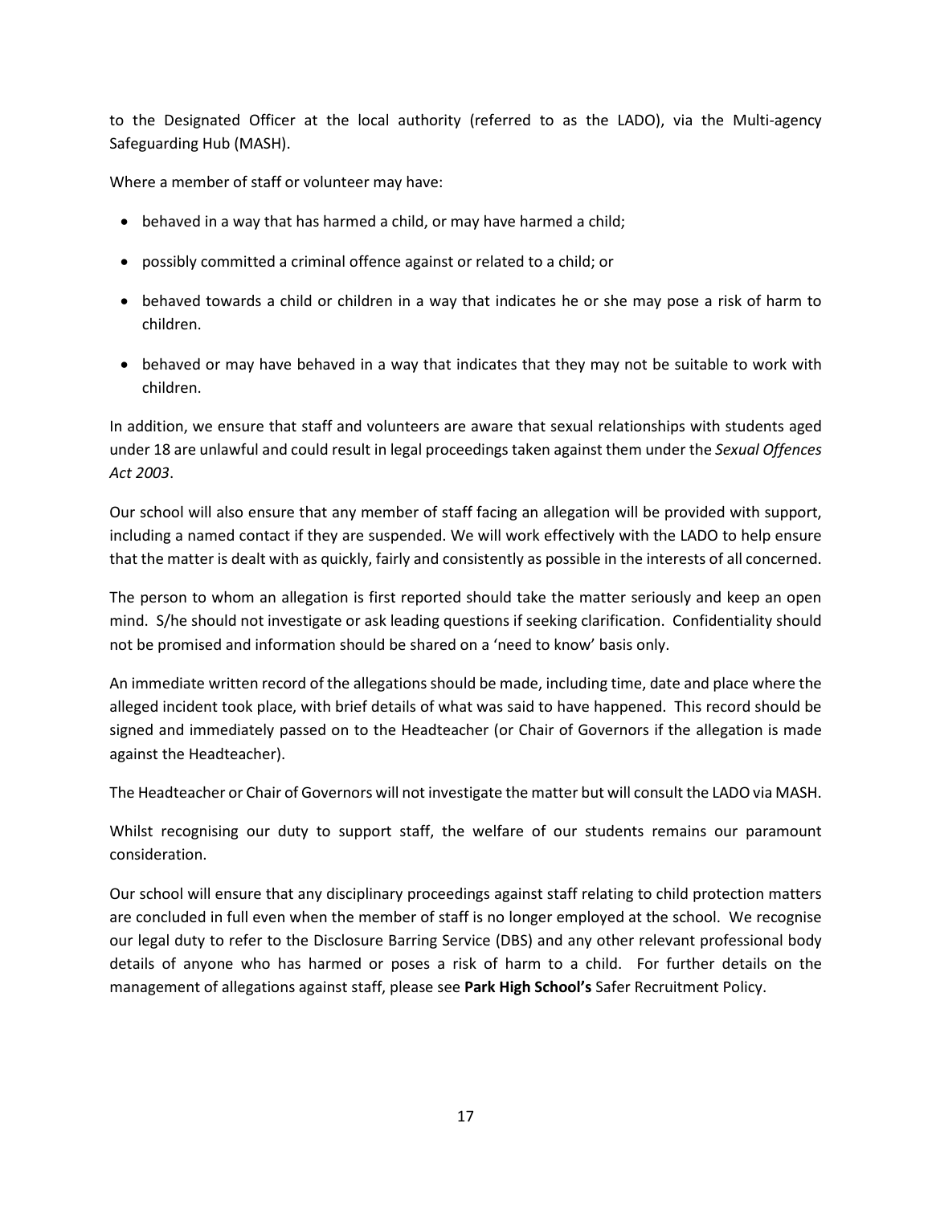to the Designated Officer at the local authority (referred to as the LADO), via the Multi-agency Safeguarding Hub (MASH).

Where a member of staff or volunteer may have:

- behaved in a way that has harmed a child, or may have harmed a child;
- possibly committed a criminal offence against or related to a child; or
- behaved towards a child or children in a way that indicates he or she may pose a risk of harm to children.
- behaved or may have behaved in a way that indicates that they may not be suitable to work with children.

In addition, we ensure that staff and volunteers are aware that sexual relationships with students aged under 18 are unlawful and could result in legal proceedings taken against them under the *Sexual Offences Act 2003*.

Our school will also ensure that any member of staff facing an allegation will be provided with support, including a named contact if they are suspended. We will work effectively with the LADO to help ensure that the matter is dealt with as quickly, fairly and consistently as possible in the interests of all concerned.

The person to whom an allegation is first reported should take the matter seriously and keep an open mind. S/he should not investigate or ask leading questions if seeking clarification. Confidentiality should not be promised and information should be shared on a 'need to know' basis only.

An immediate written record of the allegations should be made, including time, date and place where the alleged incident took place, with brief details of what was said to have happened. This record should be signed and immediately passed on to the Headteacher (or Chair of Governors if the allegation is made against the Headteacher).

The Headteacher or Chair of Governors will not investigate the matter but will consult the LADO via MASH.

Whilst recognising our duty to support staff, the welfare of our students remains our paramount consideration.

Our school will ensure that any disciplinary proceedings against staff relating to child protection matters are concluded in full even when the member of staff is no longer employed at the school. We recognise our legal duty to refer to the Disclosure Barring Service (DBS) and any other relevant professional body details of anyone who has harmed or poses a risk of harm to a child. For further details on the management of allegations against staff, please see **Park High School's** Safer Recruitment Policy.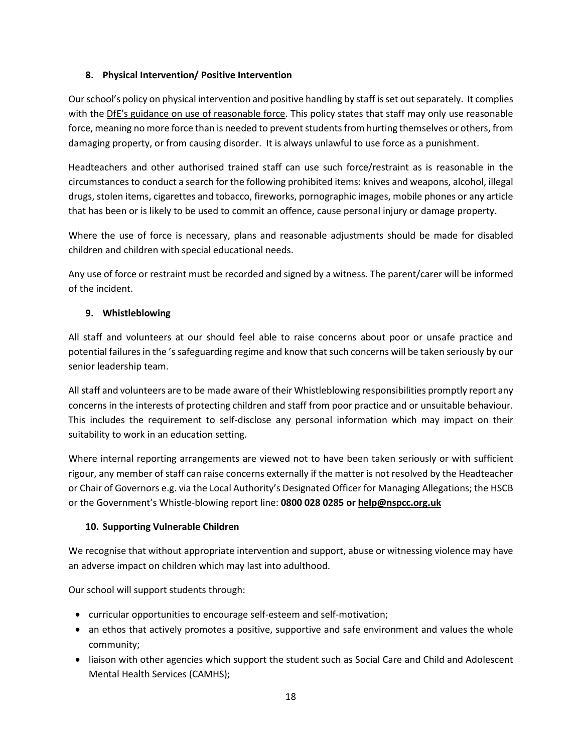## 8. Physical Intervention/ Positive Intervention

Our school's policy on physical intervention and positive handling by staff is set out separately. It complies with the DfE's guidance on use of reasonable force. This policy states that staff may only use reasonable force, meaning no more force than is needed to prevent students from hurting themselves or others, from damaging property, or from causing disorder. It is always unlawful to use force as a punishment.

Headteachers and other authorised trained staff can use such force/restraint as is reasonable in the circumstances to conduct a search for the following prohibited items: knives and weapons, alcohol, illegal drugs, stolen items, cigarettes and tobacco, fireworks, pornographic images, mobile phones or any article that has been or is likely to be used to commit an offence, cause personal injury or damage property.

Where the use of force is necessary, plans and reasonable adjustments should be made for disabled children and children with special educational needs.

Any use of force or restraint must be recorded and signed by a witness. The parent/carer will be informed of the incident.

## 9. Whistleblowing

All staff and volunteers at our should feel able to raise concerns about poor or unsafe practice and potential failures in the 's safeguarding regime and know that such concerns will be taken seriously by our senior leadership team.

All staff and volunteers are to be made aware of their Whistleblowing responsibilities promptly report any concerns in the interests of protecting children and staff from poor practice and or unsuitable behaviour. This includes the requirement to self-disclose any personal information which may impact on their suitability to work in an education setting.

Where internal reporting arrangements are viewed not to have been taken seriously or with sufficient rigour, any member of staff can raise concerns externally if the matter is not resolved by the Headteacher or Chair of Governors e.g. via the Local Authority's Designated Officer for Managing Allegations; the HSCB or the Government's Whistle-blowing report line: **0800 028 0285 or help@nspcc.org.uk**

## 10. Supporting Vulnerable Children

We recognise that without appropriate intervention and support, abuse or witnessing violence may have an adverse impact on children which may last into adulthood.

Our school will support students through:

- curricular opportunities to encourage self-esteem and self-motivation;
- an ethos that actively promotes a positive, supportive and safe environment and values the whole community;
- liaison with other agencies which support the student such as Social Care and Child and Adolescent Mental Health Services (CAMHS);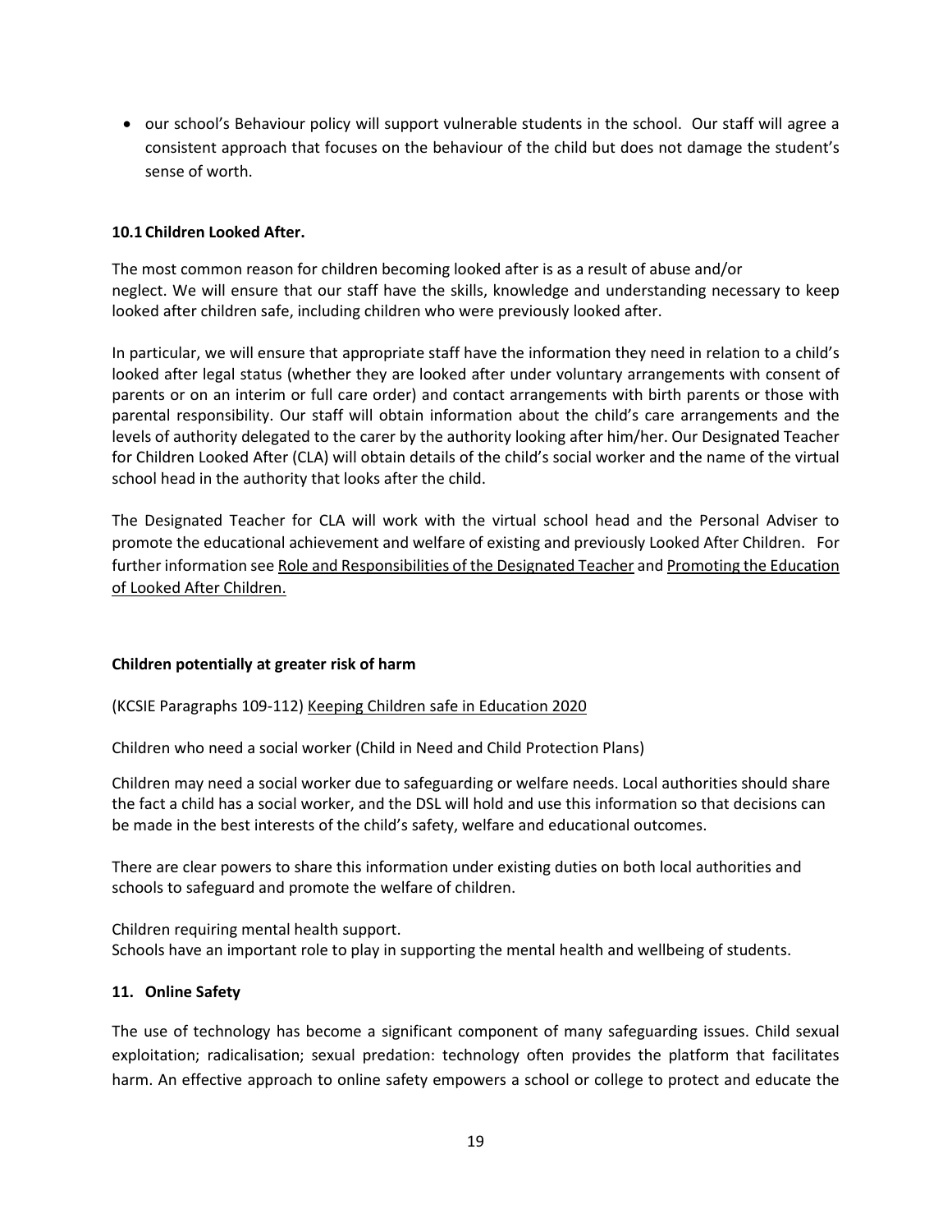- our school's Behaviour policy will support vulnerable students in the school. Our staff will agree a consistent approach that focuses on the behaviour of the child but does not damage the student's sense of worth.

**10.1 Children Looked After.**

The most common reason for children becoming looked after is as a result of abuse and/or neglect. We will ensure that our staff have the skills, knowledge and understanding necessary to keep looked after children safe, including children who were previously looked after.

In particular, we will ensure that appropriate staff have the information they need in relation to a child's looked after legal status (whether they are looked after under voluntary arrangements with consent of parents or on an interim or full care order) and contact arrangements with birth parents or those with parental responsibility. Our staff will obtain information about the child's care arrangements and the levels of authority delegated to the carer by the authority looking after him/her. Our Designated Teacher for Children Looked After (CLA) will obtain details of the child's social worker and the name of the virtual school head in the authority that looks after the child.

The Designated Teacher for CLA will work with the virtual school head and the Personal Adviser to promote the educational achievement and welfare of existing and previously Looked After Children. For further information see Role and Responsibilities of the Designated Teacher and Promoting the Education of Looked After Children.

**Children potentially at greater risk of harm**

(KCSIE Paragraphs 109-112) Keeping Children safe in Education 2020

Children who need a social worker (Child in Need and Child Protection Plans)

Children may need a social worker due to safeguarding or welfare needs. Local authorities should share the fact a child has a social worker, and the DSL will hold and use this information so that decisions can be made in the best interests of the child's safety, welfare and educational outcomes.

There are clear powers to share this information under existing duties on both local authorities and schools to safeguard and promote the welfare of children.

Children requiring mental health support.
Schools have an important role to play in supporting the mental health and wellbeing of students.

**11. Online Safety**

The use of technology has become a significant component of many safeguarding issues. Child sexual exploitation; radicalisation; sexual predation: technology often provides the platform that facilitates harm. An effective approach to online safety empowers a school or college to protect and educate the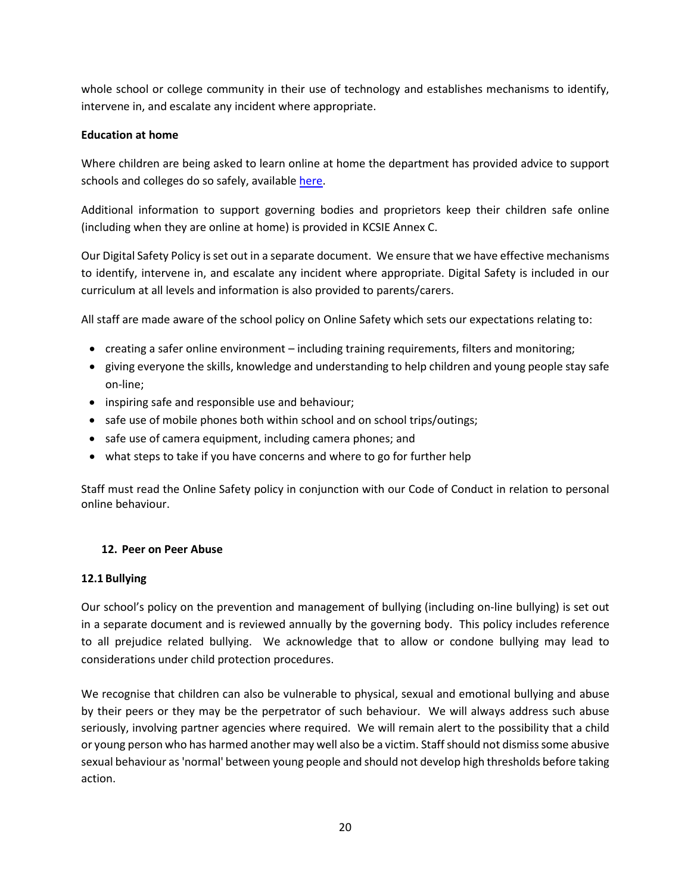whole school or college community in their use of technology and establishes mechanisms to identify, intervene in, and escalate any incident where appropriate.

**Education at home**

Where children are being asked to learn online at home the department has provided advice to support schools and colleges do so safely, available [here](#).

Additional information to support governing bodies and proprietors keep their children safe online (including when they are online at home) is provided in KCSIE Annex C.

Our Digital Safety Policy is set out in a separate document. We ensure that we have effective mechanisms to identify, intervene in, and escalate any incident where appropriate. Digital Safety is included in our curriculum at all levels and information is also provided to parents/carers.

All staff are made aware of the school policy on Online Safety which sets our expectations relating to:

- creating a safer online environment – including training requirements, filters and monitoring;
- giving everyone the skills, knowledge and understanding to help children and young people stay safe on-line;
- inspiring safe and responsible use and behaviour;
- safe use of mobile phones both within school and on school trips/outings;
- safe use of camera equipment, including camera phones; and
- what steps to take if you have concerns and where to go for further help

Staff must read the Online Safety policy in conjunction with our Code of Conduct in relation to personal online behaviour.

## 12. Peer on Peer Abuse

### 12.1 Bullying

Our school's policy on the prevention and management of bullying (including on-line bullying) is set out in a separate document and is reviewed annually by the governing body. This policy includes reference to all prejudice related bullying. We acknowledge that to allow or condone bullying may lead to considerations under child protection procedures.

We recognise that children can also be vulnerable to physical, sexual and emotional bullying and abuse by their peers or they may be the perpetrator of such behaviour. We will always address such abuse seriously, involving partner agencies where required. We will remain alert to the possibility that a child or young person who has harmed another may well also be a victim. Staff should not dismiss some abusive sexual behaviour as 'normal' between young people and should not develop high thresholds before taking action.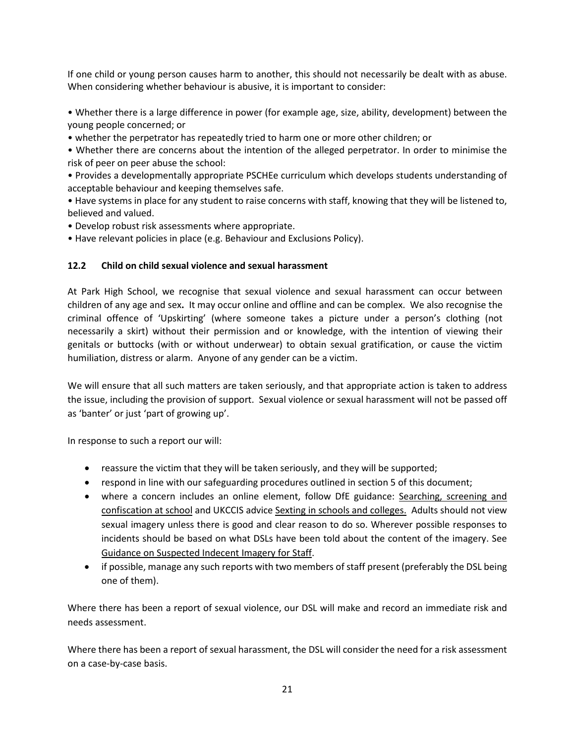If one child or young person causes harm to another, this should not necessarily be dealt with as abuse. When considering whether behaviour is abusive, it is important to consider:

• Whether there is a large difference in power (for example age, size, ability, development) between the young people concerned; or

• whether the perpetrator has repeatedly tried to harm one or more other children; or

• Whether there are concerns about the intention of the alleged perpetrator. In order to minimise the risk of peer on peer abuse the school:

• Provides a developmentally appropriate PSCHEe curriculum which develops students understanding of acceptable behaviour and keeping themselves safe.

• Have systems in place for any student to raise concerns with staff, knowing that they will be listened to, believed and valued.

• Develop robust risk assessments where appropriate.

• Have relevant policies in place (e.g. Behaviour and Exclusions Policy).

### 12.2 Child on child sexual violence and sexual harassment

At Park High School, we recognise that sexual violence and sexual harassment can occur between children of any age and sex**.** It may occur online and offline and can be complex. We also recognise the criminal offence of 'Upskirting' (where someone takes a picture under a person's clothing (not necessarily a skirt) without their permission and or knowledge, with the intention of viewing their genitals or buttocks (with or without underwear) to obtain sexual gratification, or cause the victim humiliation, distress or alarm. Anyone of any gender can be a victim.

We will ensure that all such matters are taken seriously, and that appropriate action is taken to address the issue, including the provision of support. Sexual violence or sexual harassment will not be passed off as 'banter' or just 'part of growing up'.

In response to such a report our will:

- reassure the victim that they will be taken seriously, and they will be supported;
- respond in line with our safeguarding procedures outlined in section 5 of this document;
- where a concern includes an online element, follow DfE guidance: Searching, screening and confiscation at school and UKCCIS advice Sexting in schools and colleges. Adults should not view sexual imagery unless there is good and clear reason to do so. Wherever possible responses to incidents should be based on what DSLs have been told about the content of the imagery. See Guidance on Suspected Indecent Imagery for Staff.
- if possible, manage any such reports with two members of staff present (preferably the DSL being one of them).

Where there has been a report of sexual violence, our DSL will make and record an immediate risk and needs assessment.

Where there has been a report of sexual harassment, the DSL will consider the need for a risk assessment on a case-by-case basis.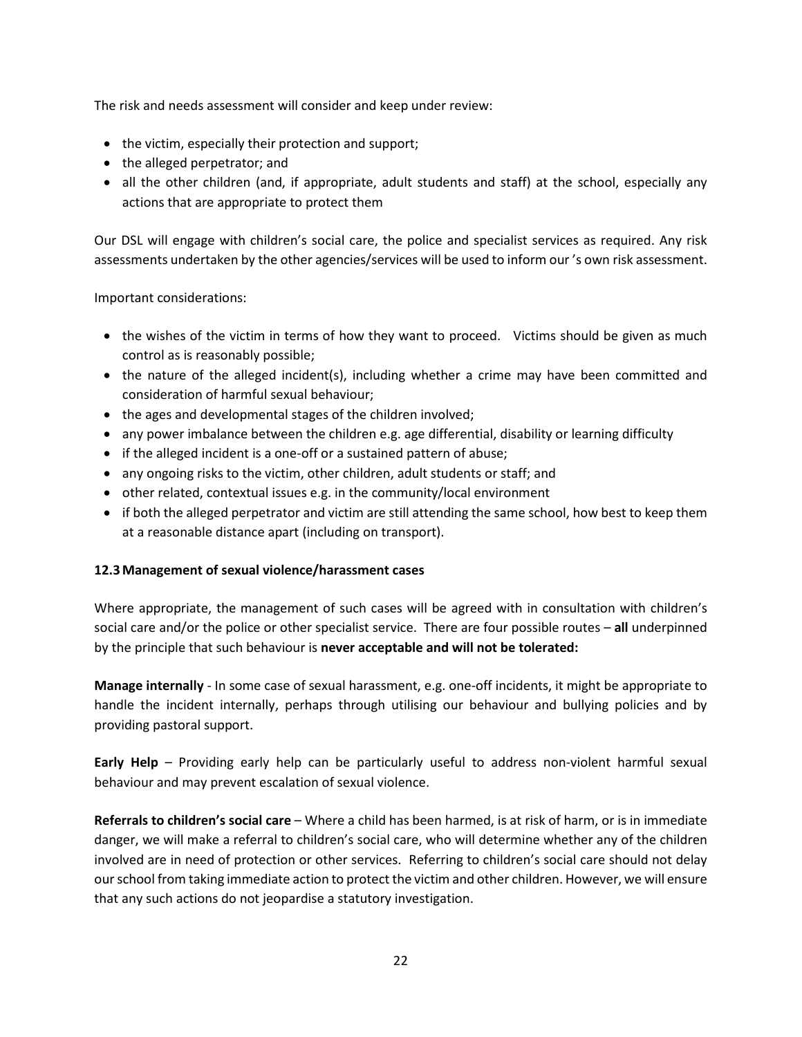The risk and needs assessment will consider and keep under review:

- the victim, especially their protection and support;
- the alleged perpetrator; and
- all the other children (and, if appropriate, adult students and staff) at the school, especially any actions that are appropriate to protect them

Our DSL will engage with children's social care, the police and specialist services as required. Any risk assessments undertaken by the other agencies/services will be used to inform our 's own risk assessment.

Important considerations:

- the wishes of the victim in terms of how they want to proceed. Victims should be given as much control as is reasonably possible;
- the nature of the alleged incident(s), including whether a crime may have been committed and consideration of harmful sexual behaviour;
- the ages and developmental stages of the children involved;
- any power imbalance between the children e.g. age differential, disability or learning difficulty
- if the alleged incident is a one-off or a sustained pattern of abuse;
- any ongoing risks to the victim, other children, adult students or staff; and
- other related, contextual issues e.g. in the community/local environment
- if both the alleged perpetrator and victim are still attending the same school, how best to keep them at a reasonable distance apart (including on transport).

### 12.3 Management of sexual violence/harassment cases

Where appropriate, the management of such cases will be agreed with in consultation with children's social care and/or the police or other specialist service. There are four possible routes – **all** underpinned by the principle that such behaviour is **never acceptable and will not be tolerated:**

**Manage internally** - In some case of sexual harassment, e.g. one-off incidents, it might be appropriate to handle the incident internally, perhaps through utilising our behaviour and bullying policies and by providing pastoral support.

**Early Help** – Providing early help can be particularly useful to address non-violent harmful sexual behaviour and may prevent escalation of sexual violence.

**Referrals to children's social care** – Where a child has been harmed, is at risk of harm, or is in immediate danger, we will make a referral to children's social care, who will determine whether any of the children involved are in need of protection or other services. Referring to children's social care should not delay our school from taking immediate action to protect the victim and other children. However, we will ensure that any such actions do not jeopardise a statutory investigation.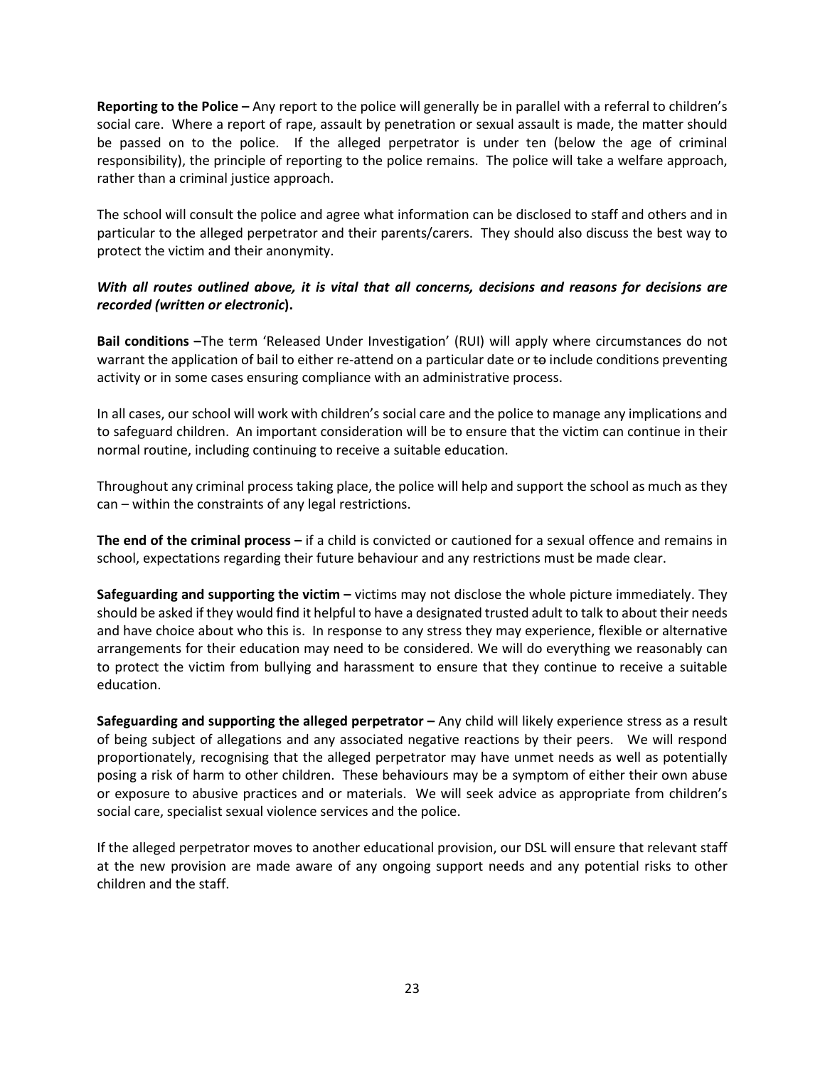**Reporting to the Police –** Any report to the police will generally be in parallel with a referral to children's social care. Where a report of rape, assault by penetration or sexual assault is made, the matter should be passed on to the police. If the alleged perpetrator is under ten (below the age of criminal responsibility), the principle of reporting to the police remains. The police will take a welfare approach, rather than a criminal justice approach.

The school will consult the police and agree what information can be disclosed to staff and others and in particular to the alleged perpetrator and their parents/carers. They should also discuss the best way to protect the victim and their anonymity.

***With all routes outlined above, it is vital that all concerns, decisions and reasons for decisions are recorded (written or electronic*).**

**Bail conditions –**The term 'Released Under Investigation' (RUI) will apply where circumstances do not warrant the application of bail to either re-attend on a particular date or ~~to~~ include conditions preventing activity or in some cases ensuring compliance with an administrative process.

In all cases, our school will work with children's social care and the police to manage any implications and to safeguard children. An important consideration will be to ensure that the victim can continue in their normal routine, including continuing to receive a suitable education.

Throughout any criminal process taking place, the police will help and support the school as much as they can – within the constraints of any legal restrictions.

**The end of the criminal process –** if a child is convicted or cautioned for a sexual offence and remains in school, expectations regarding their future behaviour and any restrictions must be made clear.

**Safeguarding and supporting the victim –** victims may not disclose the whole picture immediately. They should be asked if they would find it helpful to have a designated trusted adult to talk to about their needs and have choice about who this is. In response to any stress they may experience, flexible or alternative arrangements for their education may need to be considered. We will do everything we reasonably can to protect the victim from bullying and harassment to ensure that they continue to receive a suitable education.

**Safeguarding and supporting the alleged perpetrator –** Any child will likely experience stress as a result of being subject of allegations and any associated negative reactions by their peers. We will respond proportionately, recognising that the alleged perpetrator may have unmet needs as well as potentially posing a risk of harm to other children. These behaviours may be a symptom of either their own abuse or exposure to abusive practices and or materials. We will seek advice as appropriate from children's social care, specialist sexual violence services and the police.

If the alleged perpetrator moves to another educational provision, our DSL will ensure that relevant staff at the new provision are made aware of any ongoing support needs and any potential risks to other children and the staff.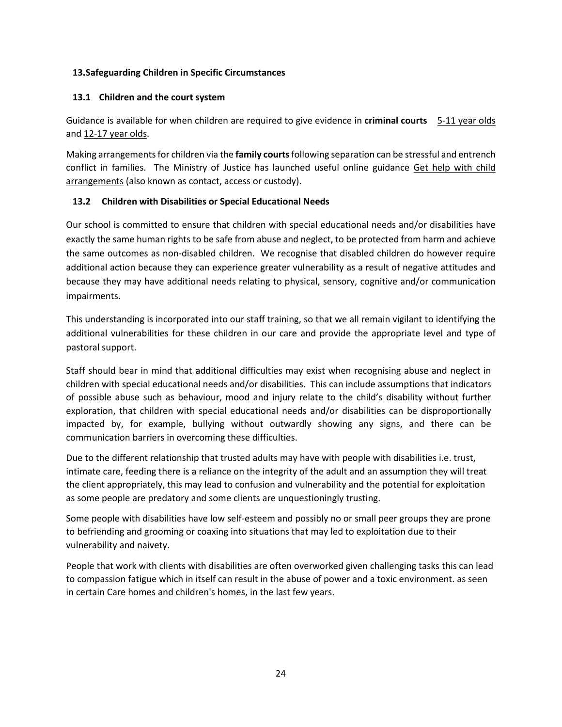## 13. Safeguarding Children in Specific Circumstances

### 13.1 Children and the court system

Guidance is available for when children are required to give evidence in **criminal courts** 5-11 year olds and 12-17 year olds.

Making arrangements for children via the **family courts** following separation can be stressful and entrench conflict in families. The Ministry of Justice has launched useful online guidance Get help with child arrangements (also known as contact, access or custody).

### 13.2 Children with Disabilities or Special Educational Needs

Our school is committed to ensure that children with special educational needs and/or disabilities have exactly the same human rights to be safe from abuse and neglect, to be protected from harm and achieve the same outcomes as non-disabled children. We recognise that disabled children do however require additional action because they can experience greater vulnerability as a result of negative attitudes and because they may have additional needs relating to physical, sensory, cognitive and/or communication impairments.

This understanding is incorporated into our staff training, so that we all remain vigilant to identifying the additional vulnerabilities for these children in our care and provide the appropriate level and type of pastoral support.

Staff should bear in mind that additional difficulties may exist when recognising abuse and neglect in children with special educational needs and/or disabilities. This can include assumptions that indicators of possible abuse such as behaviour, mood and injury relate to the child's disability without further exploration, that children with special educational needs and/or disabilities can be disproportionally impacted by, for example, bullying without outwardly showing any signs, and there can be communication barriers in overcoming these difficulties.

Due to the different relationship that trusted adults may have with people with disabilities i.e. trust, intimate care, feeding there is a reliance on the integrity of the adult and an assumption they will treat the client appropriately, this may lead to confusion and vulnerability and the potential for exploitation as some people are predatory and some clients are unquestioningly trusting.

Some people with disabilities have low self-esteem and possibly no or small peer groups they are prone to befriending and grooming or coaxing into situations that may led to exploitation due to their vulnerability and naivety.

People that work with clients with disabilities are often overworked given challenging tasks this can lead to compassion fatigue which in itself can result in the abuse of power and a toxic environment. as seen in certain Care homes and children's homes, in the last few years.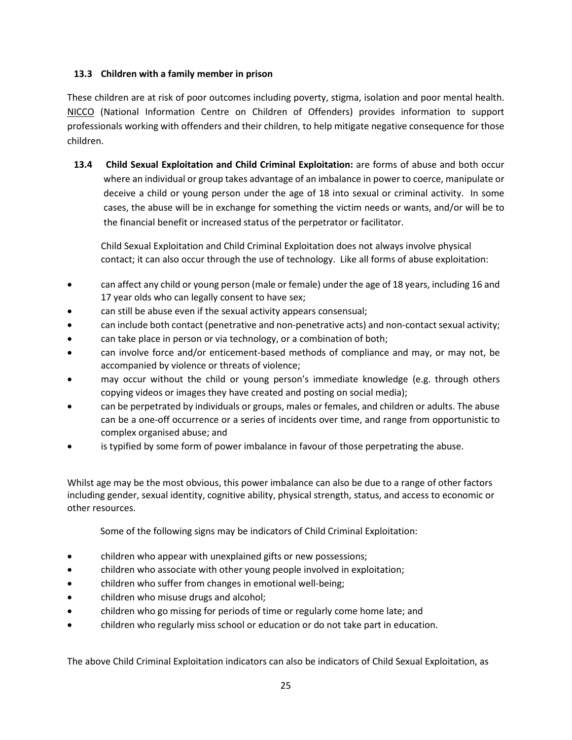### 13.3 Children with a family member in prison

These children are at risk of poor outcomes including poverty, stigma, isolation and poor mental health. NICCO (National Information Centre on Children of Offenders) provides information to support professionals working with offenders and their children, to help mitigate negative consequence for those children.

### 13.4 Child Sexual Exploitation and Child Criminal Exploitation:

**Child Sexual Exploitation and Child Criminal Exploitation:** are forms of abuse and both occur where an individual or group takes advantage of an imbalance in power to coerce, manipulate or deceive a child or young person under the age of 18 into sexual or criminal activity. In some cases, the abuse will be in exchange for something the victim needs or wants, and/or will be to the financial benefit or increased status of the perpetrator or facilitator.

Child Sexual Exploitation and Child Criminal Exploitation does not always involve physical contact; it can also occur through the use of technology. Like all forms of abuse exploitation:

- can affect any child or young person (male or female) under the age of 18 years, including 16 and 17 year olds who can legally consent to have sex;
- can still be abuse even if the sexual activity appears consensual;
- can include both contact (penetrative and non-penetrative acts) and non-contact sexual activity;
- can take place in person or via technology, or a combination of both;
- can involve force and/or enticement-based methods of compliance and may, or may not, be accompanied by violence or threats of violence;
- may occur without the child or young person's immediate knowledge (e.g. through others copying videos or images they have created and posting on social media);
- can be perpetrated by individuals or groups, males or females, and children or adults. The abuse can be a one-off occurrence or a series of incidents over time, and range from opportunistic to complex organised abuse; and
- is typified by some form of power imbalance in favour of those perpetrating the abuse.

Whilst age may be the most obvious, this power imbalance can also be due to a range of other factors including gender, sexual identity, cognitive ability, physical strength, status, and access to economic or other resources.

Some of the following signs may be indicators of Child Criminal Exploitation:

- children who appear with unexplained gifts or new possessions;
- children who associate with other young people involved in exploitation;
- children who suffer from changes in emotional well-being;
- children who misuse drugs and alcohol;
- children who go missing for periods of time or regularly come home late; and
- children who regularly miss school or education or do not take part in education.

The above Child Criminal Exploitation indicators can also be indicators of Child Sexual Exploitation, as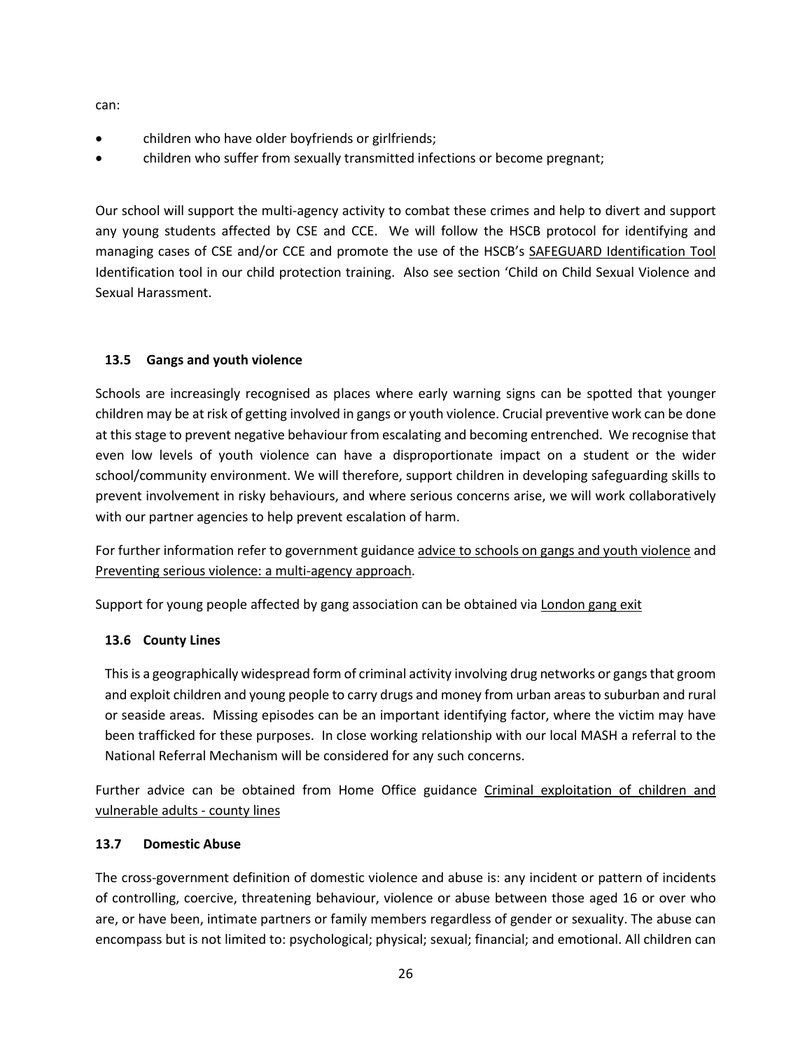can:

- children who have older boyfriends or girlfriends;
- children who suffer from sexually transmitted infections or become pregnant;

Our school will support the multi-agency activity to combat these crimes and help to divert and support any young students affected by CSE and CCE. We will follow the HSCB protocol for identifying and managing cases of CSE and/or CCE and promote the use of the HSCB's SAFEGUARD Identification Tool Identification tool in our child protection training. Also see section 'Child on Child Sexual Violence and Sexual Harassment.

### 13.5 Gangs and youth violence

Schools are increasingly recognised as places where early warning signs can be spotted that younger children may be at risk of getting involved in gangs or youth violence. Crucial preventive work can be done at this stage to prevent negative behaviour from escalating and becoming entrenched. We recognise that even low levels of youth violence can have a disproportionate impact on a student or the wider school/community environment. We will therefore, support children in developing safeguarding skills to prevent involvement in risky behaviours, and where serious concerns arise, we will work collaboratively with our partner agencies to help prevent escalation of harm.

For further information refer to government guidance advice to schools on gangs and youth violence and Preventing serious violence: a multi-agency approach.

Support for young people affected by gang association can be obtained via London gang exit

### 13.6 County Lines

This is a geographically widespread form of criminal activity involving drug networks or gangs that groom and exploit children and young people to carry drugs and money from urban areas to suburban and rural or seaside areas. Missing episodes can be an important identifying factor, where the victim may have been trafficked for these purposes. In close working relationship with our local MASH a referral to the National Referral Mechanism will be considered for any such concerns.

Further advice can be obtained from Home Office guidance Criminal exploitation of children and vulnerable adults - county lines

### 13.7 Domestic Abuse

The cross-government definition of domestic violence and abuse is: any incident or pattern of incidents of controlling, coercive, threatening behaviour, violence or abuse between those aged 16 or over who are, or have been, intimate partners or family members regardless of gender or sexuality. The abuse can encompass but is not limited to: psychological; physical; sexual; financial; and emotional. All children can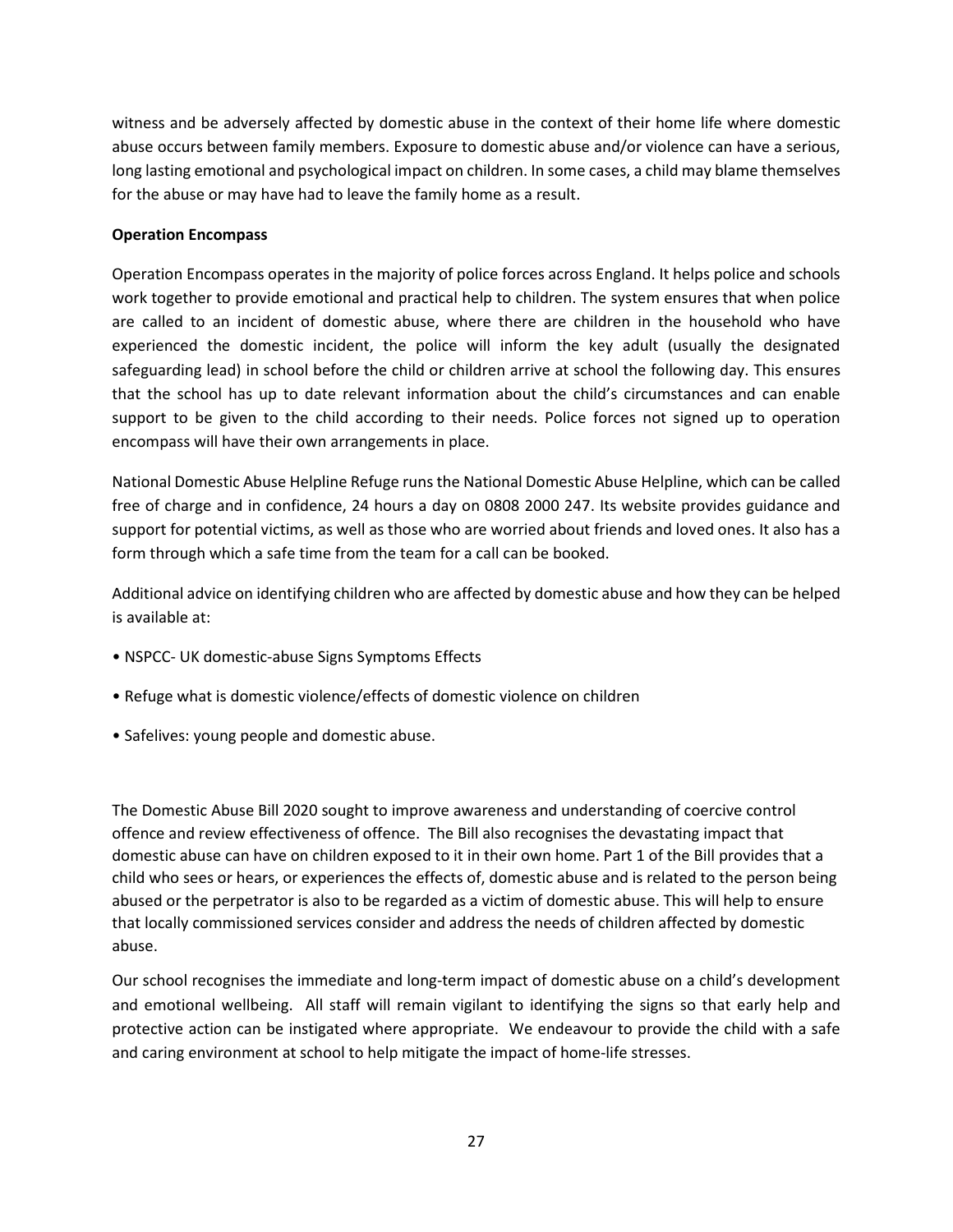witness and be adversely affected by domestic abuse in the context of their home life where domestic abuse occurs between family members. Exposure to domestic abuse and/or violence can have a serious, long lasting emotional and psychological impact on children. In some cases, a child may blame themselves for the abuse or may have had to leave the family home as a result.

**Operation Encompass**

Operation Encompass operates in the majority of police forces across England. It helps police and schools work together to provide emotional and practical help to children. The system ensures that when police are called to an incident of domestic abuse, where there are children in the household who have experienced the domestic incident, the police will inform the key adult (usually the designated safeguarding lead) in school before the child or children arrive at school the following day. This ensures that the school has up to date relevant information about the child's circumstances and can enable support to be given to the child according to their needs. Police forces not signed up to operation encompass will have their own arrangements in place.

National Domestic Abuse Helpline Refuge runs the National Domestic Abuse Helpline, which can be called free of charge and in confidence, 24 hours a day on 0808 2000 247. Its website provides guidance and support for potential victims, as well as those who are worried about friends and loved ones. It also has a form through which a safe time from the team for a call can be booked.

Additional advice on identifying children who are affected by domestic abuse and how they can be helped is available at:

- NSPCC- UK domestic-abuse Signs Symptoms Effects
- Refuge what is domestic violence/effects of domestic violence on children
- Safelives: young people and domestic abuse.

The Domestic Abuse Bill 2020 sought to improve awareness and understanding of coercive control offence and review effectiveness of offence. The Bill also recognises the devastating impact that domestic abuse can have on children exposed to it in their own home. Part 1 of the Bill provides that a child who sees or hears, or experiences the effects of, domestic abuse and is related to the person being abused or the perpetrator is also to be regarded as a victim of domestic abuse. This will help to ensure that locally commissioned services consider and address the needs of children affected by domestic abuse.

Our school recognises the immediate and long-term impact of domestic abuse on a child's development and emotional wellbeing. All staff will remain vigilant to identifying the signs so that early help and protective action can be instigated where appropriate. We endeavour to provide the child with a safe and caring environment at school to help mitigate the impact of home-life stresses.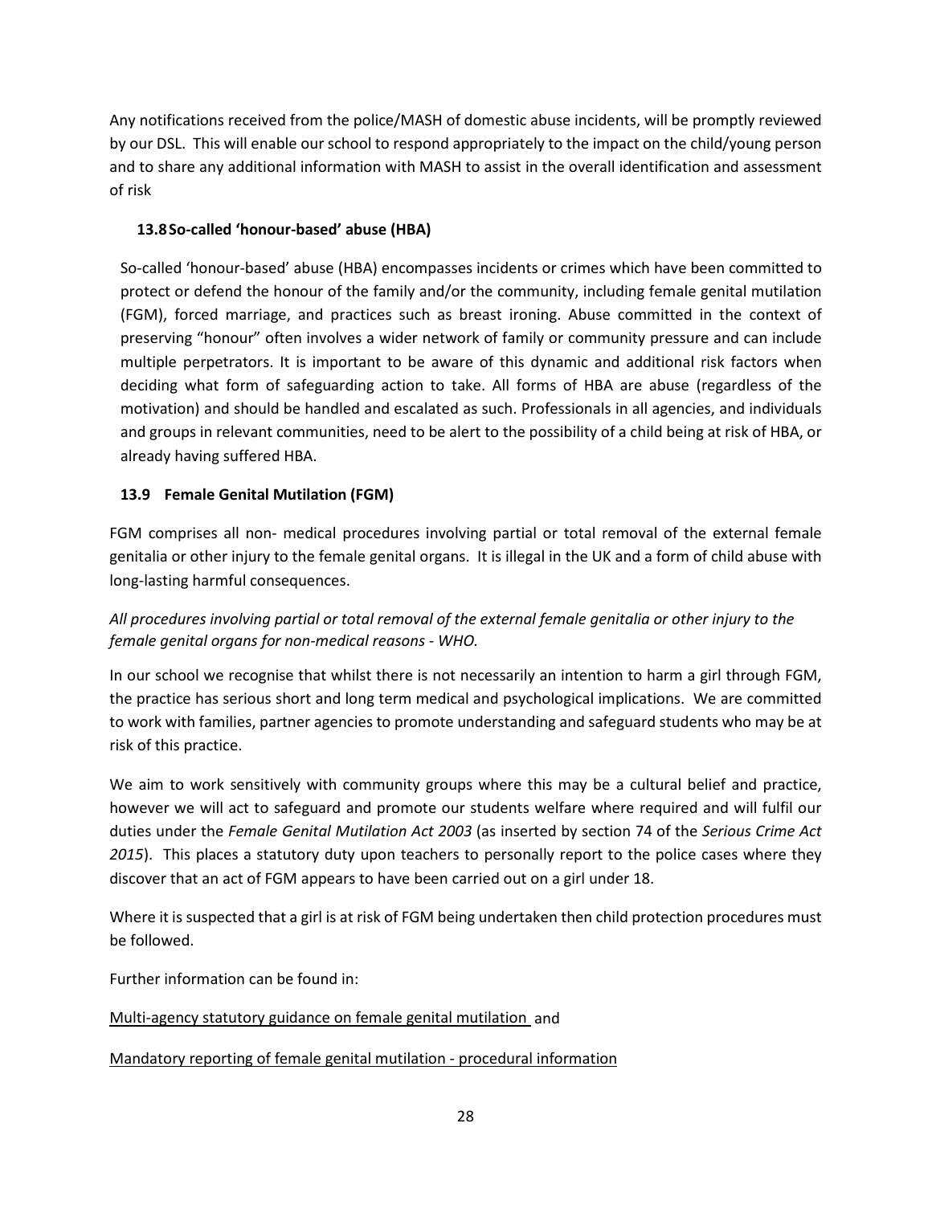Any notifications received from the police/MASH of domestic abuse incidents, will be promptly reviewed by our DSL. This will enable our school to respond appropriately to the impact on the child/young person and to share any additional information with MASH to assist in the overall identification and assessment of risk

### 13.8 So-called 'honour-based' abuse (HBA)

So-called 'honour-based' abuse (HBA) encompasses incidents or crimes which have been committed to protect or defend the honour of the family and/or the community, including female genital mutilation (FGM), forced marriage, and practices such as breast ironing. Abuse committed in the context of preserving "honour" often involves a wider network of family or community pressure and can include multiple perpetrators. It is important to be aware of this dynamic and additional risk factors when deciding what form of safeguarding action to take. All forms of HBA are abuse (regardless of the motivation) and should be handled and escalated as such. Professionals in all agencies, and individuals and groups in relevant communities, need to be alert to the possibility of a child being at risk of HBA, or already having suffered HBA.

### 13.9 Female Genital Mutilation (FGM)

FGM comprises all non- medical procedures involving partial or total removal of the external female genitalia or other injury to the female genital organs. It is illegal in the UK and a form of child abuse with long-lasting harmful consequences.

*All procedures involving partial or total removal of the external female genitalia or other injury to the female genital organs for non-medical reasons - WHO.*

In our school we recognise that whilst there is not necessarily an intention to harm a girl through FGM, the practice has serious short and long term medical and psychological implications. We are committed to work with families, partner agencies to promote understanding and safeguard students who may be at risk of this practice.

We aim to work sensitively with community groups where this may be a cultural belief and practice, however we will act to safeguard and promote our students welfare where required and will fulfil our duties under the *Female Genital Mutilation Act 2003* (as inserted by section 74 of the *Serious Crime Act 2015*). This places a statutory duty upon teachers to personally report to the police cases where they discover that an act of FGM appears to have been carried out on a girl under 18.

Where it is suspected that a girl is at risk of FGM being undertaken then child protection procedures must be followed.

Further information can be found in:

Multi-agency statutory guidance on female genital mutilation and

Mandatory reporting of female genital mutilation - procedural information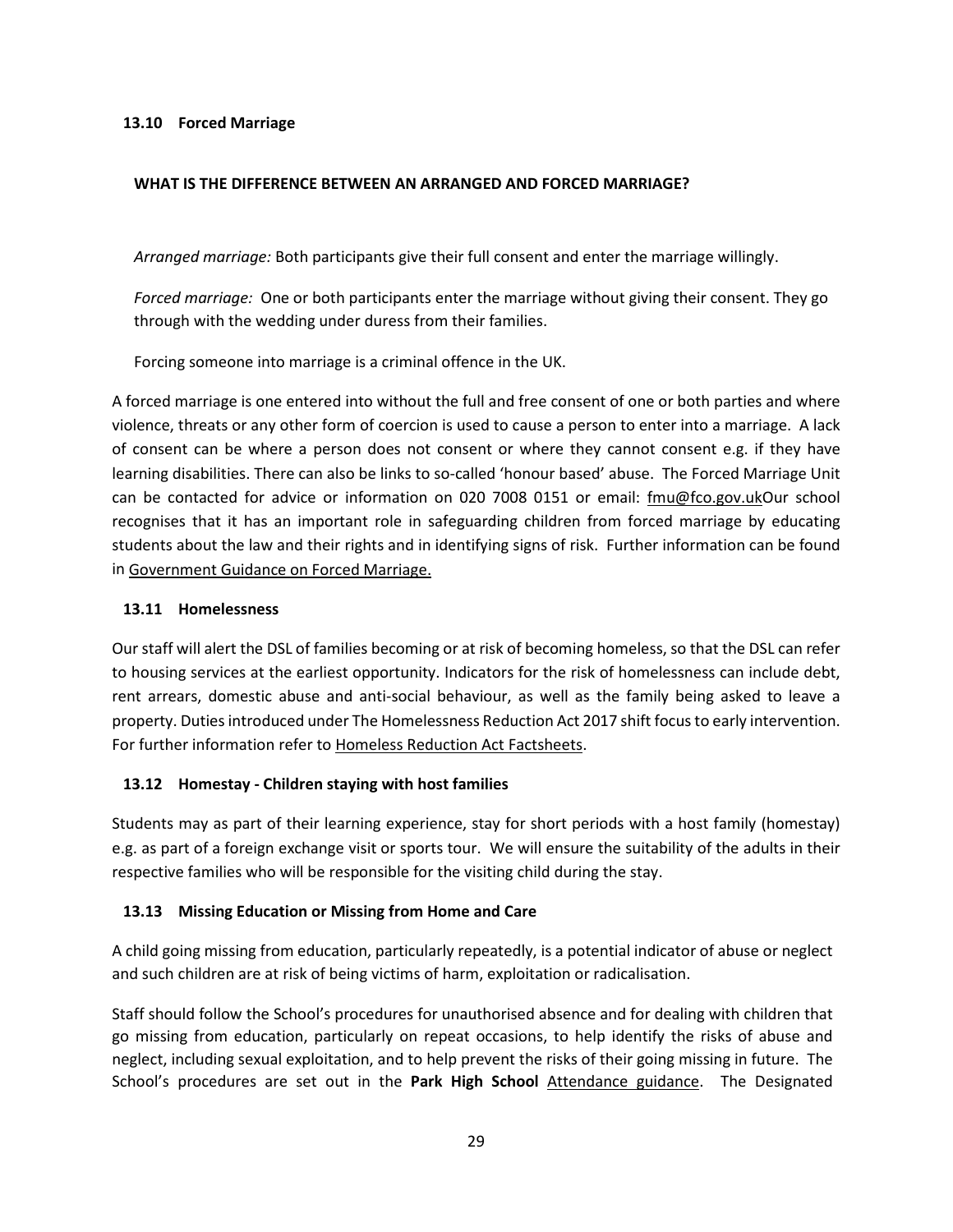### 13.10 Forced Marriage

**WHAT IS THE DIFFERENCE BETWEEN AN ARRANGED AND FORCED MARRIAGE?**

*Arranged marriage:* Both participants give their full consent and enter the marriage willingly.

*Forced marriage:* One or both participants enter the marriage without giving their consent. They go through with the wedding under duress from their families.

Forcing someone into marriage is a criminal offence in the UK.

A forced marriage is one entered into without the full and free consent of one or both parties and where violence, threats or any other form of coercion is used to cause a person to enter into a marriage. A lack of consent can be where a person does not consent or where they cannot consent e.g. if they have learning disabilities. There can also be links to so-called 'honour based' abuse. The Forced Marriage Unit can be contacted for advice or information on 020 7008 0151 or email: fmu@fco.gov.ukOur school recognises that it has an important role in safeguarding children from forced marriage by educating students about the law and their rights and in identifying signs of risk. Further information can be found in Government Guidance on Forced Marriage.

### 13.11 Homelessness

Our staff will alert the DSL of families becoming or at risk of becoming homeless, so that the DSL can refer to housing services at the earliest opportunity. Indicators for the risk of homelessness can include debt, rent arrears, domestic abuse and anti-social behaviour, as well as the family being asked to leave a property. Duties introduced under The Homelessness Reduction Act 2017 shift focus to early intervention. For further information refer to Homeless Reduction Act Factsheets.

### 13.12 Homestay - Children staying with host families

Students may as part of their learning experience, stay for short periods with a host family (homestay) e.g. as part of a foreign exchange visit or sports tour. We will ensure the suitability of the adults in their respective families who will be responsible for the visiting child during the stay.

### 13.13 Missing Education or Missing from Home and Care

A child going missing from education, particularly repeatedly, is a potential indicator of abuse or neglect and such children are at risk of being victims of harm, exploitation or radicalisation.

Staff should follow the School's procedures for unauthorised absence and for dealing with children that go missing from education, particularly on repeat occasions, to help identify the risks of abuse and neglect, including sexual exploitation, and to help prevent the risks of their going missing in future. The School's procedures are set out in the **Park High School** Attendance guidance. The Designated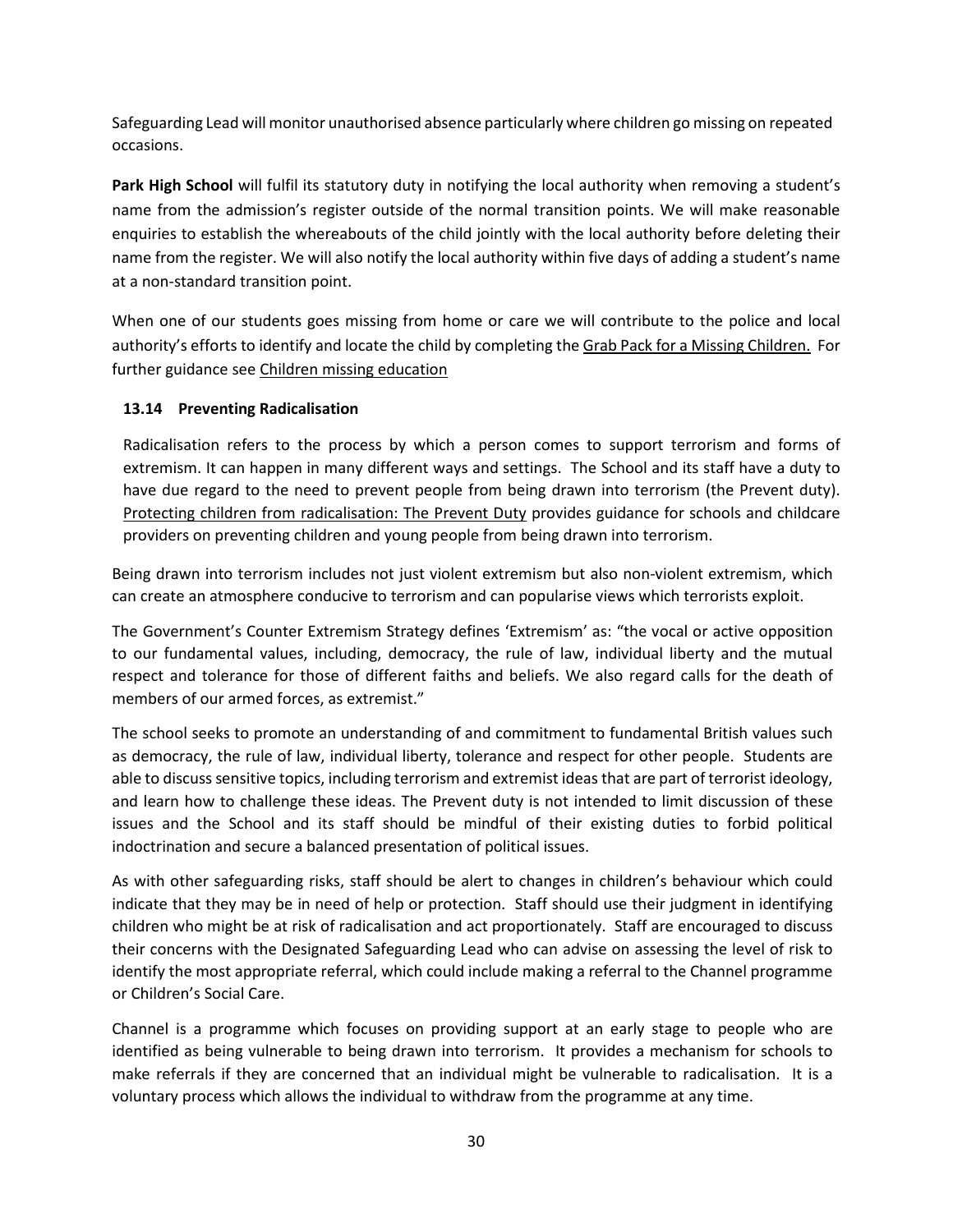Safeguarding Lead will monitor unauthorised absence particularly where children go missing on repeated occasions.

**Park High School** will fulfil its statutory duty in notifying the local authority when removing a student's name from the admission's register outside of the normal transition points. We will make reasonable enquiries to establish the whereabouts of the child jointly with the local authority before deleting their name from the register. We will also notify the local authority within five days of adding a student's name at a non-standard transition point.

When one of our students goes missing from home or care we will contribute to the police and local authority's efforts to identify and locate the child by completing the Grab Pack for a Missing Children. For further guidance see Children missing education

### 13.14 Preventing Radicalisation

Radicalisation refers to the process by which a person comes to support terrorism and forms of extremism. It can happen in many different ways and settings. The School and its staff have a duty to have due regard to the need to prevent people from being drawn into terrorism (the Prevent duty). Protecting children from radicalisation: The Prevent Duty provides guidance for schools and childcare providers on preventing children and young people from being drawn into terrorism.

Being drawn into terrorism includes not just violent extremism but also non-violent extremism, which can create an atmosphere conducive to terrorism and can popularise views which terrorists exploit.

The Government's Counter Extremism Strategy defines 'Extremism' as: "the vocal or active opposition to our fundamental values, including, democracy, the rule of law, individual liberty and the mutual respect and tolerance for those of different faiths and beliefs. We also regard calls for the death of members of our armed forces, as extremist."

The school seeks to promote an understanding of and commitment to fundamental British values such as democracy, the rule of law, individual liberty, tolerance and respect for other people. Students are able to discuss sensitive topics, including terrorism and extremist ideas that are part of terrorist ideology, and learn how to challenge these ideas. The Prevent duty is not intended to limit discussion of these issues and the School and its staff should be mindful of their existing duties to forbid political indoctrination and secure a balanced presentation of political issues.

As with other safeguarding risks, staff should be alert to changes in children's behaviour which could indicate that they may be in need of help or protection. Staff should use their judgment in identifying children who might be at risk of radicalisation and act proportionately. Staff are encouraged to discuss their concerns with the Designated Safeguarding Lead who can advise on assessing the level of risk to identify the most appropriate referral, which could include making a referral to the Channel programme or Children's Social Care.

Channel is a programme which focuses on providing support at an early stage to people who are identified as being vulnerable to being drawn into terrorism. It provides a mechanism for schools to make referrals if they are concerned that an individual might be vulnerable to radicalisation. It is a voluntary process which allows the individual to withdraw from the programme at any time.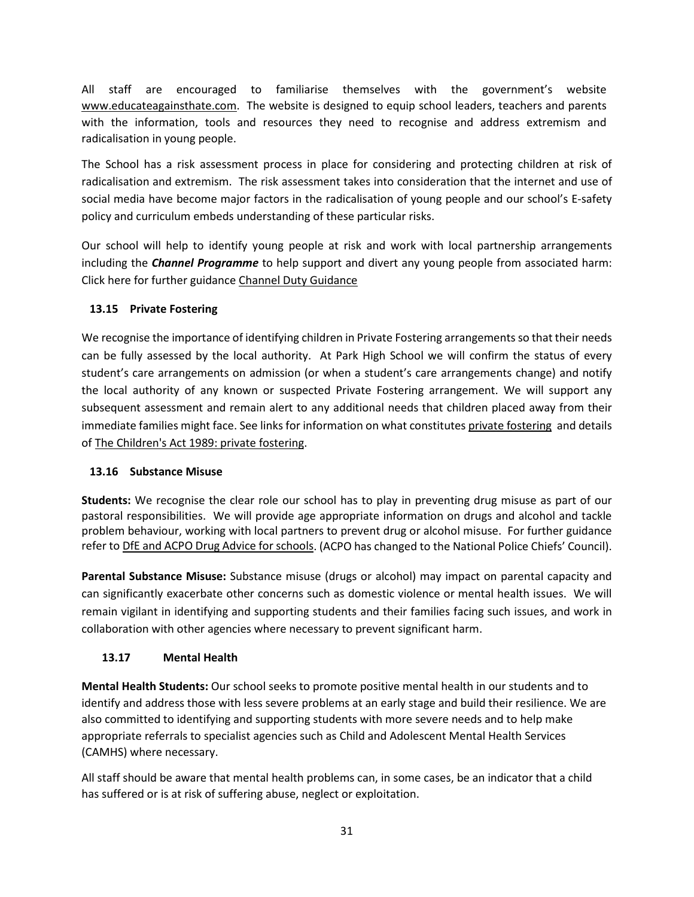All staff are encouraged to familiarise themselves with the government's website www.educateagainsthate.com. The website is designed to equip school leaders, teachers and parents with the information, tools and resources they need to recognise and address extremism and radicalisation in young people.

The School has a risk assessment process in place for considering and protecting children at risk of radicalisation and extremism. The risk assessment takes into consideration that the internet and use of social media have become major factors in the radicalisation of young people and our school's E-safety policy and curriculum embeds understanding of these particular risks.

Our school will help to identify young people at risk and work with local partnership arrangements including the ***Channel Programme*** to help support and divert any young people from associated harm: Click here for further guidance Channel Duty Guidance

### 13.15 Private Fostering

We recognise the importance of identifying children in Private Fostering arrangements so that their needs can be fully assessed by the local authority. At Park High School we will confirm the status of every student's care arrangements on admission (or when a student's care arrangements change) and notify the local authority of any known or suspected Private Fostering arrangement. We will support any subsequent assessment and remain alert to any additional needs that children placed away from their immediate families might face. See links for information on what constitutes private fostering and details of The Children's Act 1989: private fostering.

### 13.16 Substance Misuse

**Students:** We recognise the clear role our school has to play in preventing drug misuse as part of our pastoral responsibilities. We will provide age appropriate information on drugs and alcohol and tackle problem behaviour, working with local partners to prevent drug or alcohol misuse. For further guidance refer to DfE and ACPO Drug Advice for schools. (ACPO has changed to the National Police Chiefs' Council).

**Parental Substance Misuse:** Substance misuse (drugs or alcohol) may impact on parental capacity and can significantly exacerbate other concerns such as domestic violence or mental health issues. We will remain vigilant in identifying and supporting students and their families facing such issues, and work in collaboration with other agencies where necessary to prevent significant harm.

### 13.17 Mental Health

**Mental Health Students:** Our school seeks to promote positive mental health in our students and to identify and address those with less severe problems at an early stage and build their resilience. We are also committed to identifying and supporting students with more severe needs and to help make appropriate referrals to specialist agencies such as Child and Adolescent Mental Health Services (CAMHS) where necessary.

All staff should be aware that mental health problems can, in some cases, be an indicator that a child has suffered or is at risk of suffering abuse, neglect or exploitation.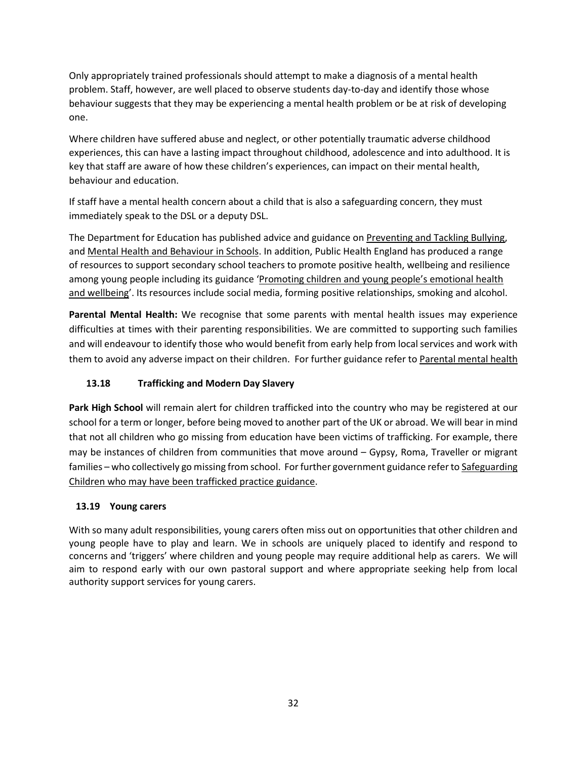Only appropriately trained professionals should attempt to make a diagnosis of a mental health problem. Staff, however, are well placed to observe students day-to-day and identify those whose behaviour suggests that they may be experiencing a mental health problem or be at risk of developing one.

Where children have suffered abuse and neglect, or other potentially traumatic adverse childhood experiences, this can have a lasting impact throughout childhood, adolescence and into adulthood. It is key that staff are aware of how these children's experiences, can impact on their mental health, behaviour and education.

If staff have a mental health concern about a child that is also a safeguarding concern, they must immediately speak to the DSL or a deputy DSL.

The Department for Education has published advice and guidance on Preventing and Tackling Bullying, and Mental Health and Behaviour in Schools. In addition, Public Health England has produced a range of resources to support secondary school teachers to promote positive health, wellbeing and resilience among young people including its guidance 'Promoting children and young people's emotional health and wellbeing'. Its resources include social media, forming positive relationships, smoking and alcohol.

**Parental Mental Health:** We recognise that some parents with mental health issues may experience difficulties at times with their parenting responsibilities. We are committed to supporting such families and will endeavour to identify those who would benefit from early help from local services and work with them to avoid any adverse impact on their children. For further guidance refer to Parental mental health

### 13.18 Trafficking and Modern Day Slavery

**Park High School** will remain alert for children trafficked into the country who may be registered at our school for a term or longer, before being moved to another part of the UK or abroad. We will bear in mind that not all children who go missing from education have been victims of trafficking. For example, there may be instances of children from communities that move around – Gypsy, Roma, Traveller or migrant families – who collectively go missing from school. For further government guidance refer to Safeguarding Children who may have been trafficked practice guidance.

### 13.19 Young carers

With so many adult responsibilities, young carers often miss out on opportunities that other children and young people have to play and learn. We in schools are uniquely placed to identify and respond to concerns and 'triggers' where children and young people may require additional help as carers. We will aim to respond early with our own pastoral support and where appropriate seeking help from local authority support services for young carers.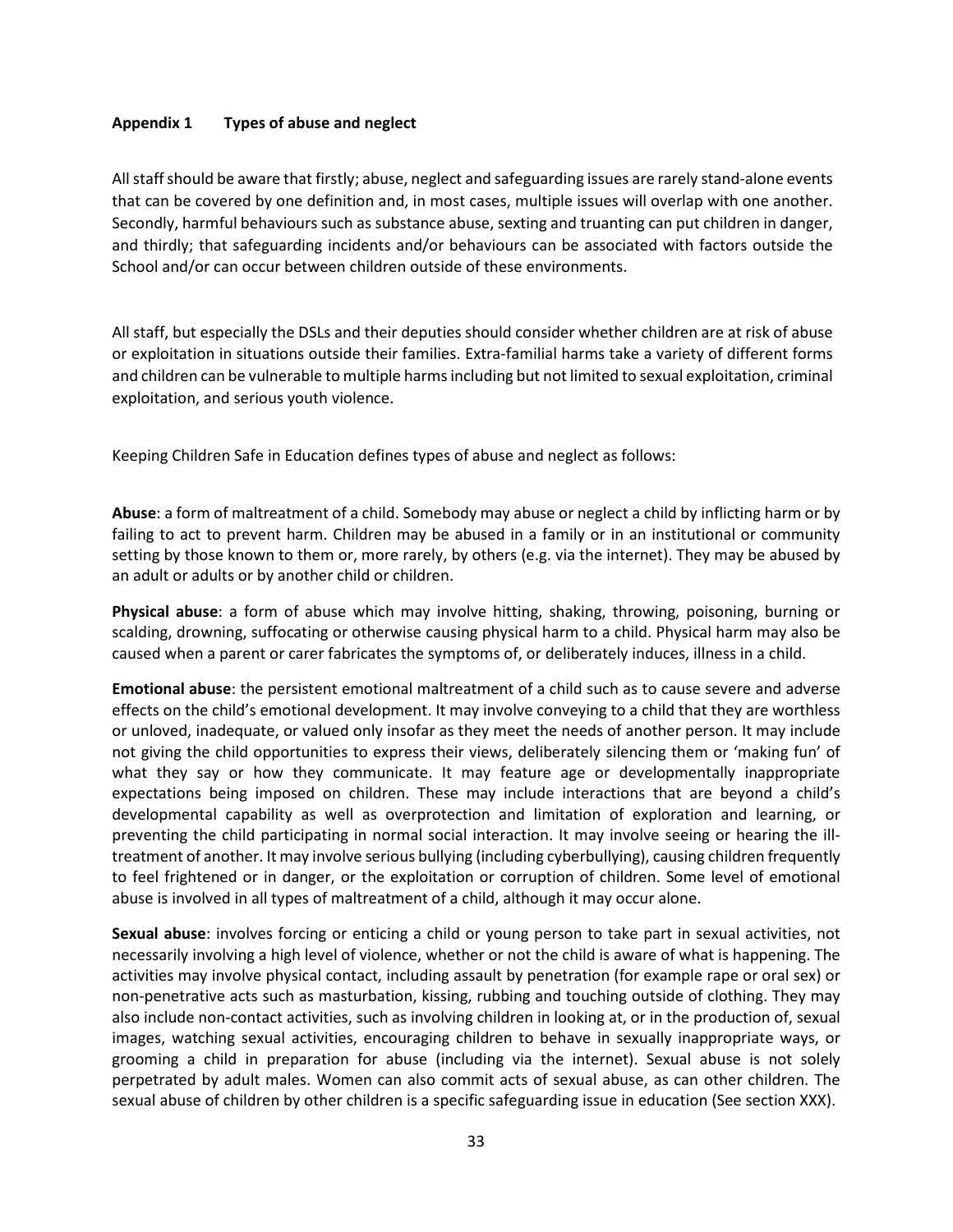### Appendix 1 Types of abuse and neglect

All staff should be aware that firstly; abuse, neglect and safeguarding issues are rarely stand-alone events that can be covered by one definition and, in most cases, multiple issues will overlap with one another. Secondly, harmful behaviours such as substance abuse, sexting and truanting can put children in danger, and thirdly; that safeguarding incidents and/or behaviours can be associated with factors outside the School and/or can occur between children outside of these environments.

All staff, but especially the DSLs and their deputies should consider whether children are at risk of abuse or exploitation in situations outside their families. Extra-familial harms take a variety of different forms and children can be vulnerable to multiple harms including but not limited to sexual exploitation, criminal exploitation, and serious youth violence.

Keeping Children Safe in Education defines types of abuse and neglect as follows:

**Abuse**: a form of maltreatment of a child. Somebody may abuse or neglect a child by inflicting harm or by failing to act to prevent harm. Children may be abused in a family or in an institutional or community setting by those known to them or, more rarely, by others (e.g. via the internet). They may be abused by an adult or adults or by another child or children.

**Physical abuse**: a form of abuse which may involve hitting, shaking, throwing, poisoning, burning or scalding, drowning, suffocating or otherwise causing physical harm to a child. Physical harm may also be caused when a parent or carer fabricates the symptoms of, or deliberately induces, illness in a child.

**Emotional abuse**: the persistent emotional maltreatment of a child such as to cause severe and adverse effects on the child's emotional development. It may involve conveying to a child that they are worthless or unloved, inadequate, or valued only insofar as they meet the needs of another person. It may include not giving the child opportunities to express their views, deliberately silencing them or 'making fun' of what they say or how they communicate. It may feature age or developmentally inappropriate expectations being imposed on children. These may include interactions that are beyond a child's developmental capability as well as overprotection and limitation of exploration and learning, or preventing the child participating in normal social interaction. It may involve seeing or hearing the ill-treatment of another. It may involve serious bullying (including cyberbullying), causing children frequently to feel frightened or in danger, or the exploitation or corruption of children. Some level of emotional abuse is involved in all types of maltreatment of a child, although it may occur alone.

**Sexual abuse**: involves forcing or enticing a child or young person to take part in sexual activities, not necessarily involving a high level of violence, whether or not the child is aware of what is happening. The activities may involve physical contact, including assault by penetration (for example rape or oral sex) or non-penetrative acts such as masturbation, kissing, rubbing and touching outside of clothing. They may also include non-contact activities, such as involving children in looking at, or in the production of, sexual images, watching sexual activities, encouraging children to behave in sexually inappropriate ways, or grooming a child in preparation for abuse (including via the internet). Sexual abuse is not solely perpetrated by adult males. Women can also commit acts of sexual abuse, as can other children. The sexual abuse of children by other children is a specific safeguarding issue in education (See section XXX).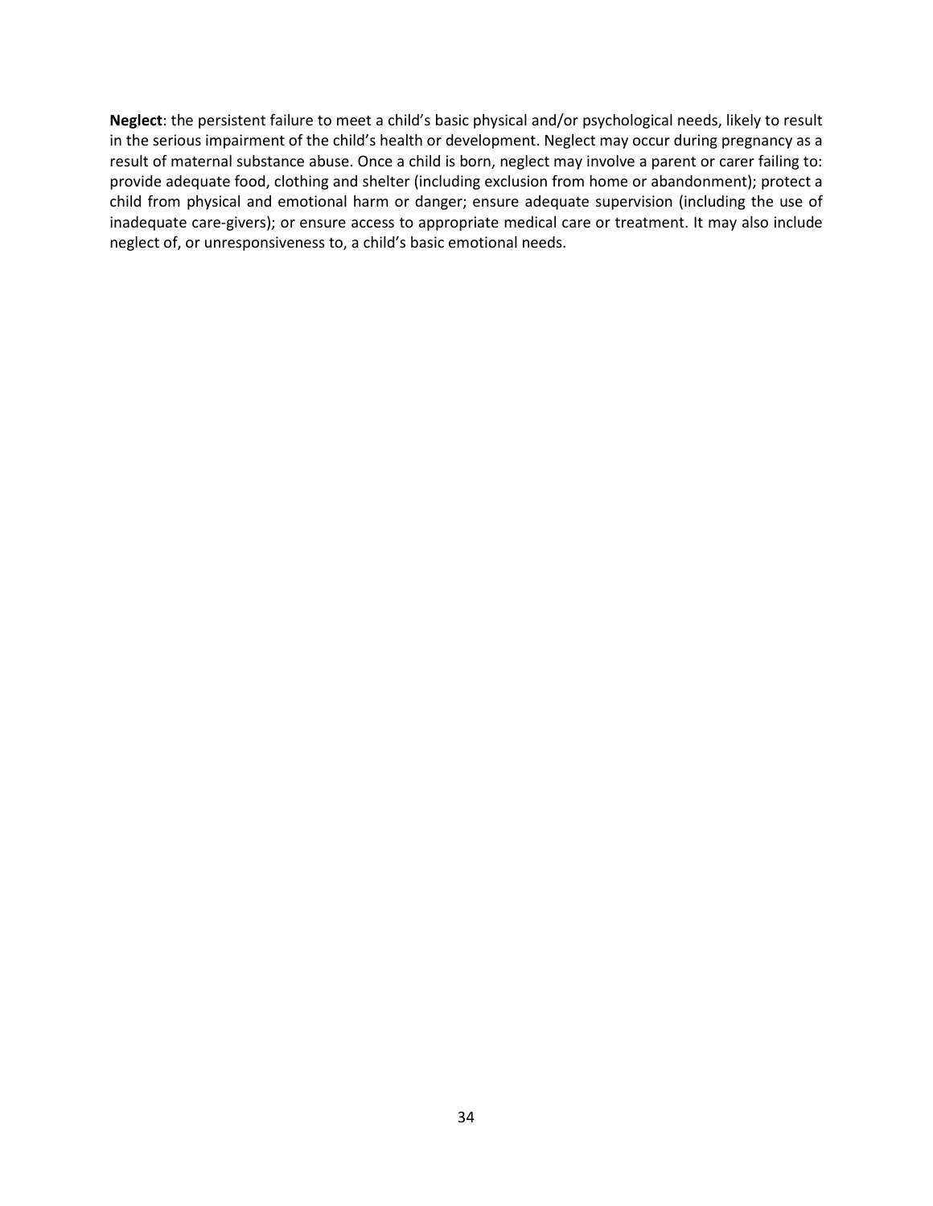**Neglect**: the persistent failure to meet a child's basic physical and/or psychological needs, likely to result in the serious impairment of the child's health or development. Neglect may occur during pregnancy as a result of maternal substance abuse. Once a child is born, neglect may involve a parent or carer failing to: provide adequate food, clothing and shelter (including exclusion from home or abandonment); protect a child from physical and emotional harm or danger; ensure adequate supervision (including the use of inadequate care-givers); or ensure access to appropriate medical care or treatment. It may also include neglect of, or unresponsiveness to, a child's basic emotional needs.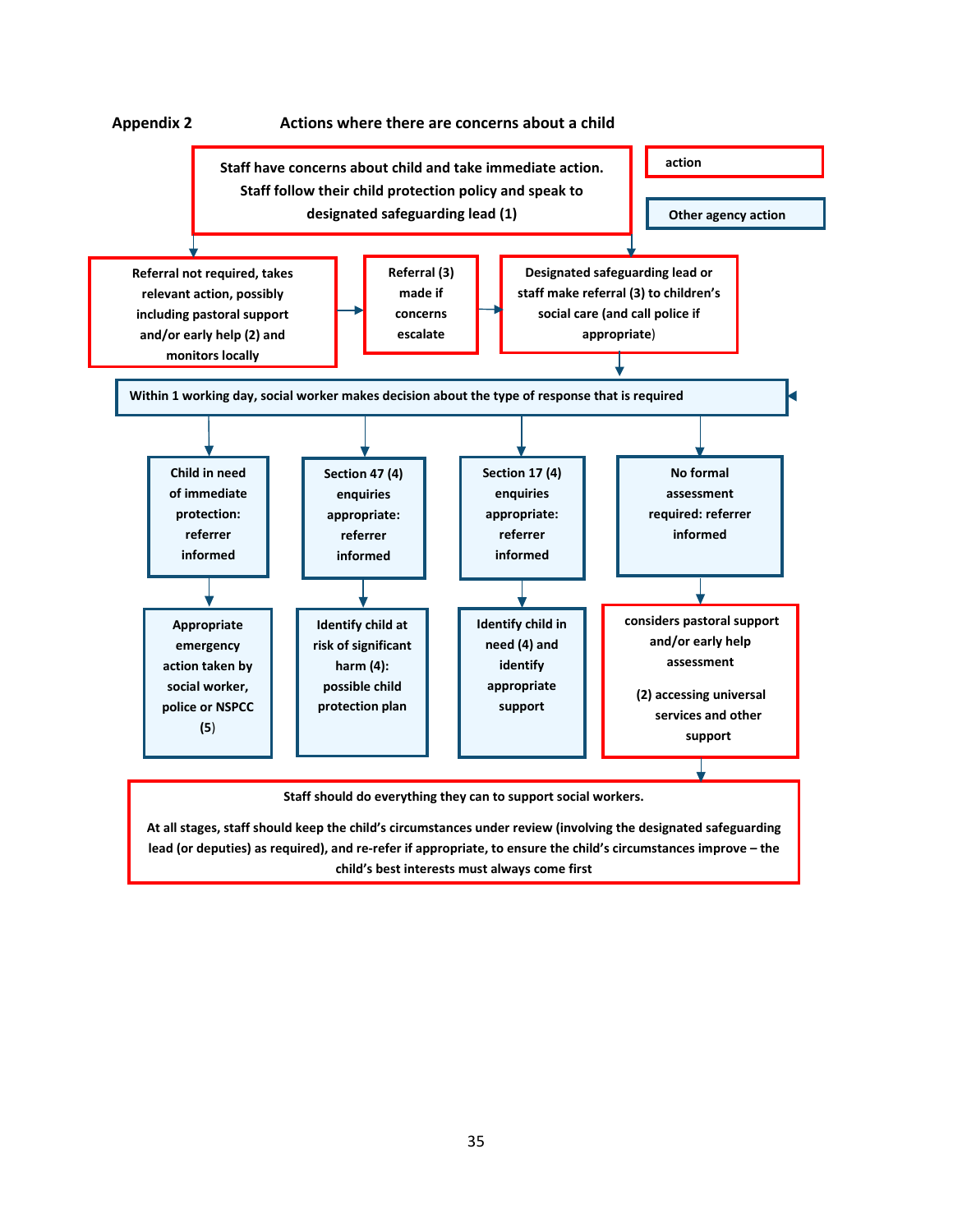**Appendix 2** **Actions where there are concerns about a child**

action

Other agency action

Staff have concerns about child and take immediate action. Staff follow their child protection policy and speak to designated safeguarding lead (1)

Referral not required, takes relevant action, possibly including pastoral support and/or early help (2) and monitors locally

Referral (3) made if concerns escalate

Designated safeguarding lead or staff make referral (3) to children's social care (and call police if appropriate)

Within 1 working day, social worker makes decision about the type of response that is required

Child in need of immediate protection: referrer informed

Section 47 (4) enquiries appropriate: referrer informed

Section 17 (4) enquiries appropriate: referrer informed

No formal assessment required: referrer informed

Appropriate emergency action taken by social worker, police or NSPCC (5)

Identify child at risk of significant harm (4): possible child protection plan

Identify child in need (4) and identify appropriate support

considers pastoral support and/or early help assessment

(2) accessing universal services and other support

Staff should do everything they can to support social workers.

At all stages, staff should keep the child's circumstances under review (involving the designated safeguarding lead (or deputies) as required), and re-refer if appropriate, to ensure the child's circumstances improve – the child's best interests must always come first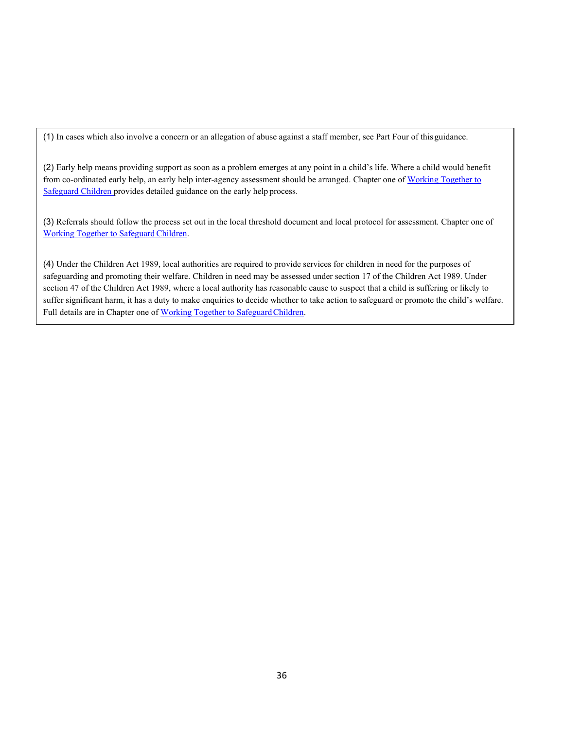(1) In cases which also involve a concern or an allegation of abuse against a staff member, see Part Four of this guidance.

(2) Early help means providing support as soon as a problem emerges at any point in a child's life. Where a child would benefit from co-ordinated early help, an early help inter-agency assessment should be arranged. Chapter one of Working Together to Safeguard Children provides detailed guidance on the early help process.

(3) Referrals should follow the process set out in the local threshold document and local protocol for assessment. Chapter one of Working Together to Safeguard Children.

(4) Under the Children Act 1989, local authorities are required to provide services for children in need for the purposes of safeguarding and promoting their welfare. Children in need may be assessed under section 17 of the Children Act 1989. Under section 47 of the Children Act 1989, where a local authority has reasonable cause to suspect that a child is suffering or likely to suffer significant harm, it has a duty to make enquiries to decide whether to take action to safeguard or promote the child's welfare. Full details are in Chapter one of Working Together to Safeguard Children.